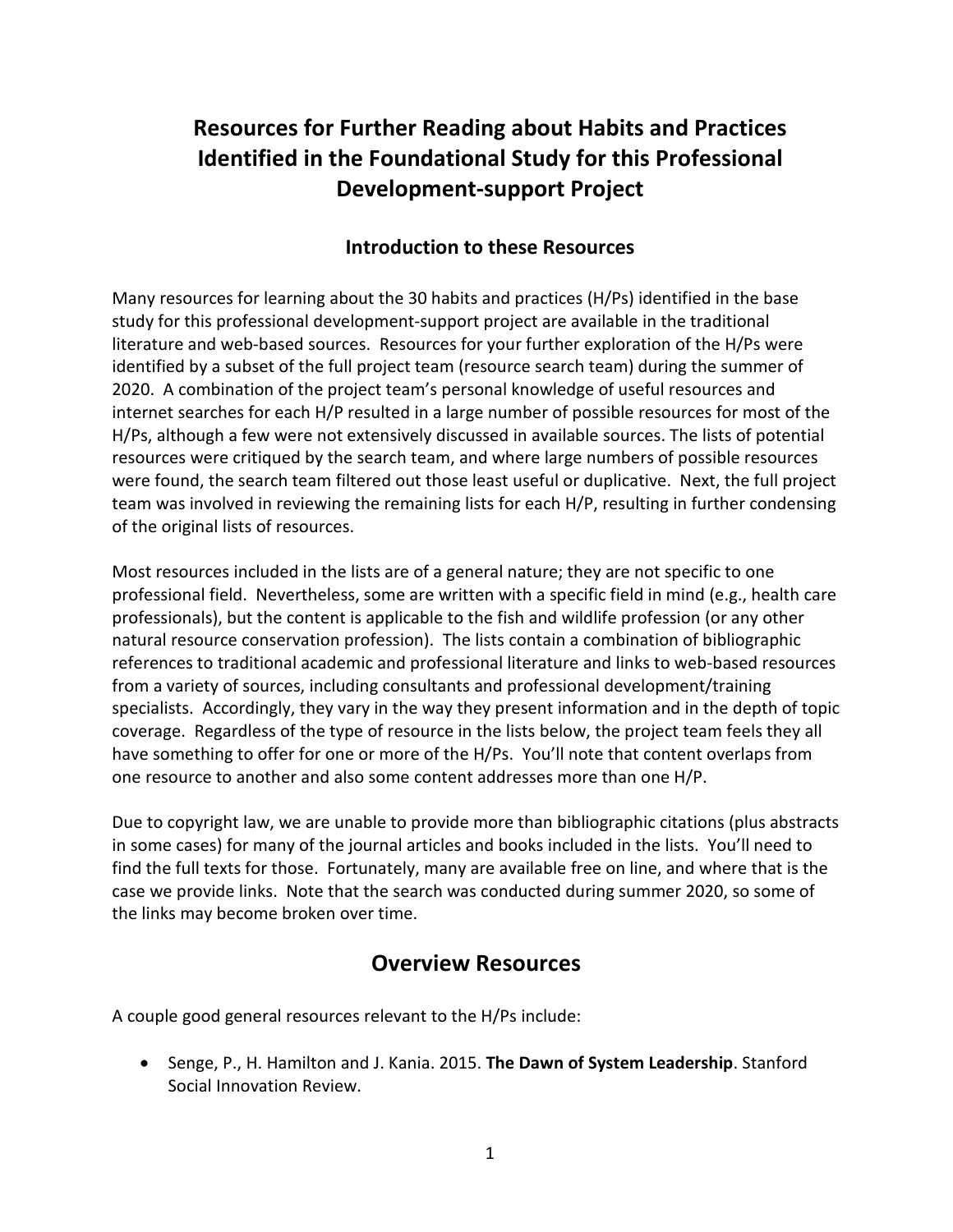# Resources for Further Reading about Habits and Practices Identified in the Foundational Study for this Professional Development-support Project

## Introduction to these Resources

Many resources for learning about the 30 habits and practices (H/Ps) identified in the base study for this professional development-support project are available in the traditional literature and web-based sources. Resources for your further exploration of the H/Ps were identified by a subset of the full project team (resource search team) during the summer of 2020. A combination of the project team's personal knowledge of useful resources and internet searches for each H/P resulted in a large number of possible resources for most of the H/Ps, although a few were not extensively discussed in available sources. The lists of potential resources were critiqued by the search team, and where large numbers of possible resources were found, the search team filtered out those least useful or duplicative. Next, the full project team was involved in reviewing the remaining lists for each H/P, resulting in further condensing of the original lists of resources.

Most resources included in the lists are of a general nature; they are not specific to one professional field. Nevertheless, some are written with a specific field in mind (e.g., health care professionals), but the content is applicable to the fish and wildlife profession (or any other natural resource conservation profession). The lists contain a combination of bibliographic references to traditional academic and professional literature and links to web-based resources from a variety of sources, including consultants and professional development/training specialists. Accordingly, they vary in the way they present information and in the depth of topic coverage. Regardless of the type of resource in the lists below, the project team feels they all have something to offer for one or more of the H/Ps. You'll note that content overlaps from one resource to another and also some content addresses more than one H/P.

Due to copyright law, we are unable to provide more than bibliographic citations (plus abstracts in some cases) for many of the journal articles and books included in the lists. You'll need to find the full texts for those. Fortunately, many are available free on line, and where that is the case we provide links. Note that the search was conducted during summer 2020, so some of the links may become broken over time.

## Overview Resources

A couple good general resources relevant to the H/Ps include:

- Senge, P., H. Hamilton and J. Kania. 2015. **The Dawn of System Leadership**. Stanford Social Innovation Review.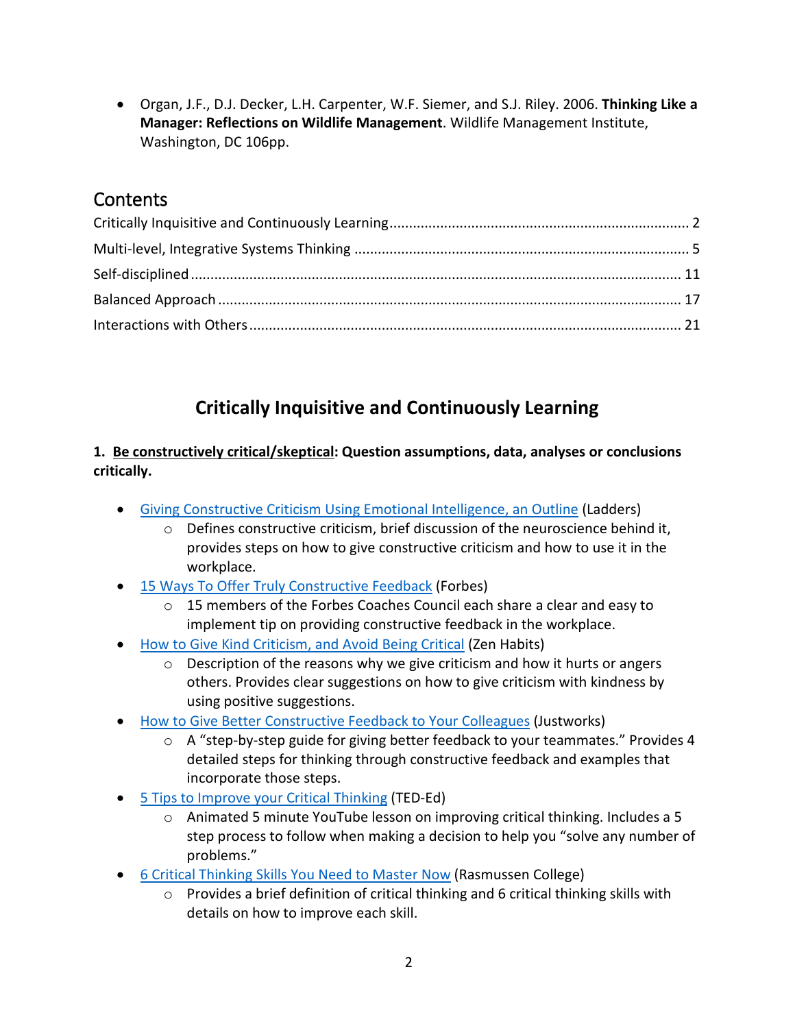- Organ, J.F., D.J. Decker, L.H. Carpenter, W.F. Siemer, and S.J. Riley. 2006. **Thinking Like a Manager: Reflections on Wildlife Management**. Wildlife Management Institute, Washington, DC 106pp.

## Contents

Critically Inquisitive and Continuously Learning ........ 2
Multi-level, Integrative Systems Thinking ........ 5
Self-disciplined ........ 11
Balanced Approach ........ 17
Interactions with Others ........ 21

# Critically Inquisitive and Continuously Learning

**1. <u>Be constructively critical/skeptical</u>: Question assumptions, data, analyses or conclusions critically.**

- Giving Constructive Criticism Using Emotional Intelligence, an Outline (Ladders)
  - Defines constructive criticism, brief discussion of the neuroscience behind it, provides steps on how to give constructive criticism and how to use it in the workplace.
- 15 Ways To Offer Truly Constructive Feedback (Forbes)
  - 15 members of the Forbes Coaches Council each share a clear and easy to implement tip on providing constructive feedback in the workplace.
- How to Give Kind Criticism, and Avoid Being Critical (Zen Habits)
  - Description of the reasons why we give criticism and how it hurts or angers others. Provides clear suggestions on how to give criticism with kindness by using positive suggestions.
- How to Give Better Constructive Feedback to Your Colleagues (Justworks)
  - A "step-by-step guide for giving better feedback to your teammates." Provides 4 detailed steps for thinking through constructive feedback and examples that incorporate those steps.
- 5 Tips to Improve your Critical Thinking (TED-Ed)
  - Animated 5 minute YouTube lesson on improving critical thinking. Includes a 5 step process to follow when making a decision to help you "solve any number of problems."
- 6 Critical Thinking Skills You Need to Master Now (Rasmussen College)
  - Provides a brief definition of critical thinking and 6 critical thinking skills with details on how to improve each skill.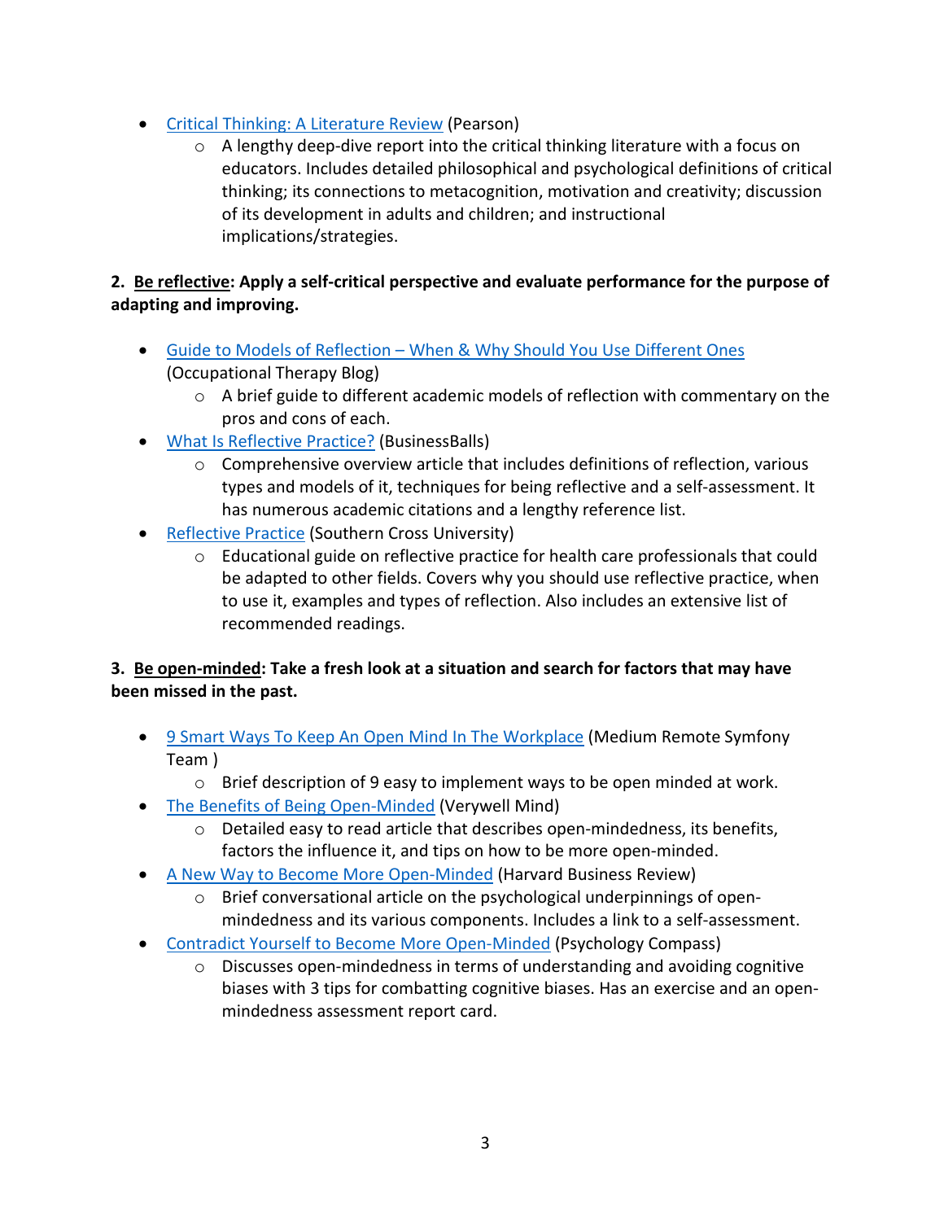- Critical Thinking: A Literature Review (Pearson)
    - A lengthy deep-dive report into the critical thinking literature with a focus on educators. Includes detailed philosophical and psychological definitions of critical thinking; its connections to metacognition, motivation and creativity; discussion of its development in adults and children; and instructional implications/strategies.

**2. Be reflective: Apply a self-critical perspective and evaluate performance for the purpose of adapting and improving.**

- Guide to Models of Reflection – When & Why Should You Use Different Ones (Occupational Therapy Blog)
    - A brief guide to different academic models of reflection with commentary on the pros and cons of each.
- What Is Reflective Practice? (BusinessBalls)
    - Comprehensive overview article that includes definitions of reflection, various types and models of it, techniques for being reflective and a self-assessment. It has numerous academic citations and a lengthy reference list.
- Reflective Practice (Southern Cross University)
    - Educational guide on reflective practice for health care professionals that could be adapted to other fields. Covers why you should use reflective practice, when to use it, examples and types of reflection. Also includes an extensive list of recommended readings.

**3. Be open-minded: Take a fresh look at a situation and search for factors that may have been missed in the past.**

- 9 Smart Ways To Keep An Open Mind In The Workplace (Medium Remote Symfony Team )
    - Brief description of 9 easy to implement ways to be open minded at work.
- The Benefits of Being Open-Minded (Verywell Mind)
    - Detailed easy to read article that describes open-mindedness, its benefits, factors the influence it, and tips on how to be more open-minded.
- A New Way to Become More Open-Minded (Harvard Business Review)
    - Brief conversational article on the psychological underpinnings of open-mindedness and its various components. Includes a link to a self-assessment.
- Contradict Yourself to Become More Open-Minded (Psychology Compass)
    - Discusses open-mindedness in terms of understanding and avoiding cognitive biases with 3 tips for combatting cognitive biases. Has an exercise and an open-mindedness assessment report card.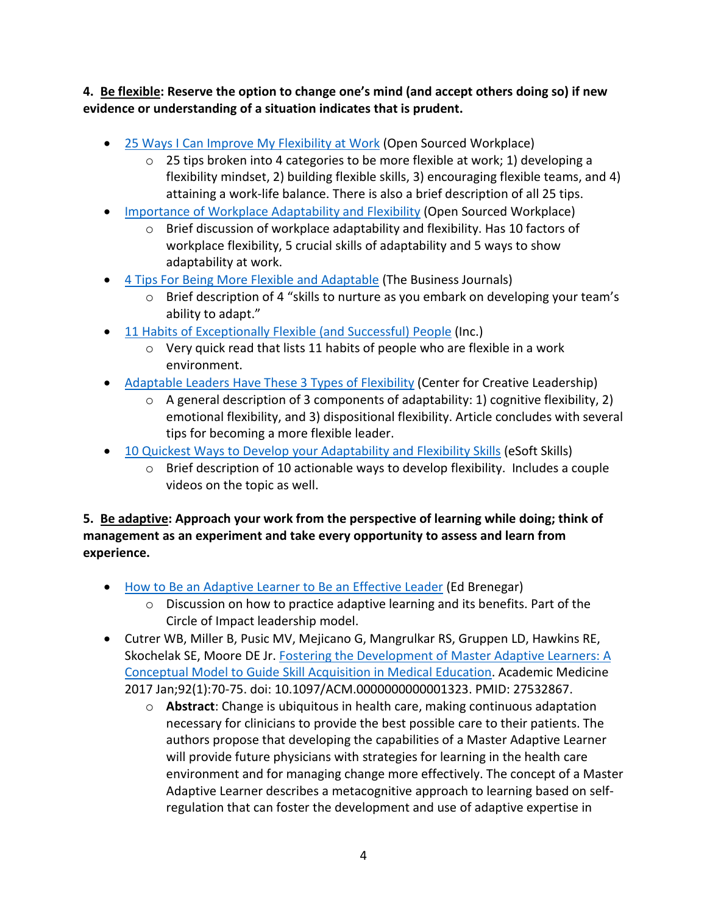**4. Be flexible: Reserve the option to change one's mind (and accept others doing so) if new evidence or understanding of a situation indicates that is prudent.**

- 25 Ways I Can Improve My Flexibility at Work (Open Sourced Workplace)
    - 25 tips broken into 4 categories to be more flexible at work; 1) developing a flexibility mindset, 2) building flexible skills, 3) encouraging flexible teams, and 4) attaining a work-life balance. There is also a brief description of all 25 tips.
- Importance of Workplace Adaptability and Flexibility (Open Sourced Workplace)
    - Brief discussion of workplace adaptability and flexibility. Has 10 factors of workplace flexibility, 5 crucial skills of adaptability and 5 ways to show adaptability at work.
- 4 Tips For Being More Flexible and Adaptable (The Business Journals)
    - Brief description of 4 "skills to nurture as you embark on developing your team's ability to adapt."
- 11 Habits of Exceptionally Flexible (and Successful) People (Inc.)
    - Very quick read that lists 11 habits of people who are flexible in a work environment.
- Adaptable Leaders Have These 3 Types of Flexibility (Center for Creative Leadership)
    - A general description of 3 components of adaptability: 1) cognitive flexibility, 2) emotional flexibility, and 3) dispositional flexibility. Article concludes with several tips for becoming a more flexible leader.
- 10 Quickest Ways to Develop your Adaptability and Flexibility Skills (eSoft Skills)
    - Brief description of 10 actionable ways to develop flexibility. Includes a couple videos on the topic as well.

**5. Be adaptive: Approach your work from the perspective of learning while doing; think of management as an experiment and take every opportunity to assess and learn from experience.**

- How to Be an Adaptive Learner to Be an Effective Leader (Ed Brenegar)
    - Discussion on how to practice adaptive learning and its benefits. Part of the Circle of Impact leadership model.
- Cutrer WB, Miller B, Pusic MV, Mejicano G, Mangrulkar RS, Gruppen LD, Hawkins RE, Skochelak SE, Moore DE Jr. Fostering the Development of Master Adaptive Learners: A Conceptual Model to Guide Skill Acquisition in Medical Education. Academic Medicine 2017 Jan;92(1):70-75. doi: 10.1097/ACM.0000000000001323. PMID: 27532867.
    - **Abstract**: Change is ubiquitous in health care, making continuous adaptation necessary for clinicians to provide the best possible care to their patients. The authors propose that developing the capabilities of a Master Adaptive Learner will provide future physicians with strategies for learning in the health care environment and for managing change more effectively. The concept of a Master Adaptive Learner describes a metacognitive approach to learning based on self-regulation that can foster the development and use of adaptive expertise in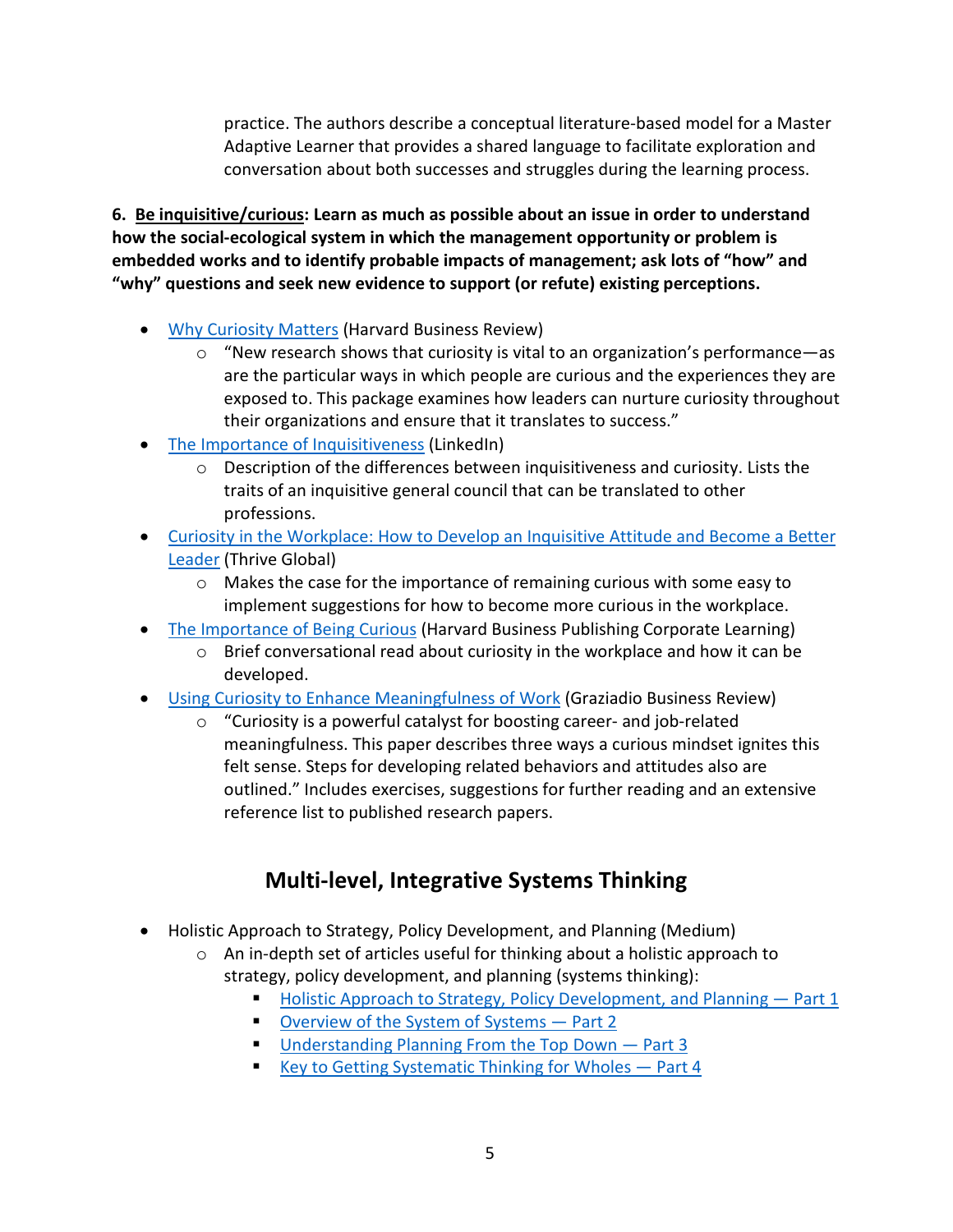practice. The authors describe a conceptual literature-based model for a Master Adaptive Learner that provides a shared language to facilitate exploration and conversation about both successes and struggles during the learning process.

**6. Be inquisitive/curious: Learn as much as possible about an issue in order to understand how the social-ecological system in which the management opportunity or problem is embedded works and to identify probable impacts of management; ask lots of "how" and "why" questions and seek new evidence to support (or refute) existing perceptions.**

- Why Curiosity Matters (Harvard Business Review)
  - "New research shows that curiosity is vital to an organization's performance—as are the particular ways in which people are curious and the experiences they are exposed to. This package examines how leaders can nurture curiosity throughout their organizations and ensure that it translates to success."
- The Importance of Inquisitiveness (LinkedIn)
  - Description of the differences between inquisitiveness and curiosity. Lists the traits of an inquisitive general council that can be translated to other professions.
- Curiosity in the Workplace: How to Develop an Inquisitive Attitude and Become a Better Leader (Thrive Global)
  - Makes the case for the importance of remaining curious with some easy to implement suggestions for how to become more curious in the workplace.
- The Importance of Being Curious (Harvard Business Publishing Corporate Learning)
  - Brief conversational read about curiosity in the workplace and how it can be developed.
- Using Curiosity to Enhance Meaningfulness of Work (Graziadio Business Review)
  - "Curiosity is a powerful catalyst for boosting career- and job-related meaningfulness. This paper describes three ways a curious mindset ignites this felt sense. Steps for developing related behaviors and attitudes also are outlined." Includes exercises, suggestions for further reading and an extensive reference list to published research papers.

## Multi-level, Integrative Systems Thinking

- Holistic Approach to Strategy, Policy Development, and Planning (Medium)
  - An in-depth set of articles useful for thinking about a holistic approach to strategy, policy development, and planning (systems thinking):
    - Holistic Approach to Strategy, Policy Development, and Planning — Part 1
    - Overview of the System of Systems — Part 2
    - Understanding Planning From the Top Down — Part 3
    - Key to Getting Systematic Thinking for Wholes — Part 4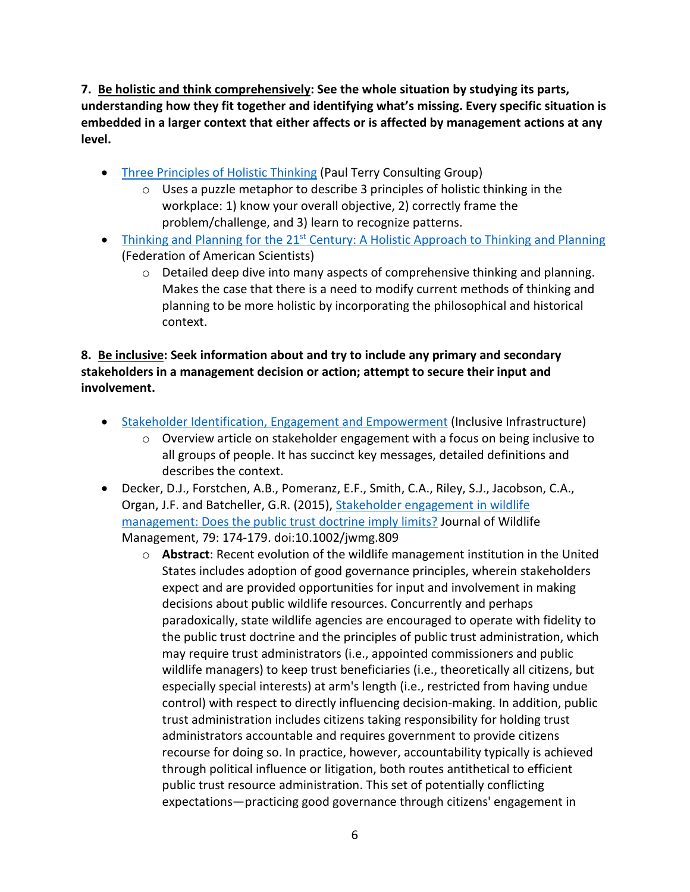**7. <u>Be holistic and think comprehensively</u>: See the whole situation by studying its parts, understanding how they fit together and identifying what's missing. Every specific situation is embedded in a larger context that either affects or is affected by management actions at any level.**

- [Three Principles of Holistic Thinking]() (Paul Terry Consulting Group)
    - Uses a puzzle metaphor to describe 3 principles of holistic thinking in the workplace: 1) know your overall objective, 2) correctly frame the problem/challenge, and 3) learn to recognize patterns.
- [Thinking and Planning for the 21st Century: A Holistic Approach to Thinking and Planning]() (Federation of American Scientists)
    - Detailed deep dive into many aspects of comprehensive thinking and planning. Makes the case that there is a need to modify current methods of thinking and planning to be more holistic by incorporating the philosophical and historical context.

**8. <u>Be inclusive</u>: Seek information about and try to include any primary and secondary stakeholders in a management decision or action; attempt to secure their input and involvement.**

- [Stakeholder Identification, Engagement and Empowerment]() (Inclusive Infrastructure)
    - Overview article on stakeholder engagement with a focus on being inclusive to all groups of people. It has succinct key messages, detailed definitions and describes the context.
- Decker, D.J., Forstchen, A.B., Pomeranz, E.F., Smith, C.A., Riley, S.J., Jacobson, C.A., Organ, J.F. and Batcheller, G.R. (2015), [Stakeholder engagement in wildlife management: Does the public trust doctrine imply limits?]() Journal of Wildlife Management, 79: 174-179. doi:10.1002/jwmg.809
    - **Abstract**: Recent evolution of the wildlife management institution in the United States includes adoption of good governance principles, wherein stakeholders expect and are provided opportunities for input and involvement in making decisions about public wildlife resources. Concurrently and perhaps paradoxically, state wildlife agencies are encouraged to operate with fidelity to the public trust doctrine and the principles of public trust administration, which may require trust administrators (i.e., appointed commissioners and public wildlife managers) to keep trust beneficiaries (i.e., theoretically all citizens, but especially special interests) at arm's length (i.e., restricted from having undue control) with respect to directly influencing decision-making. In addition, public trust administration includes citizens taking responsibility for holding trust administrators accountable and requires government to provide citizens recourse for doing so. In practice, however, accountability typically is achieved through political influence or litigation, both routes antithetical to efficient public trust resource administration. This set of potentially conflicting expectations—practicing good governance through citizens' engagement in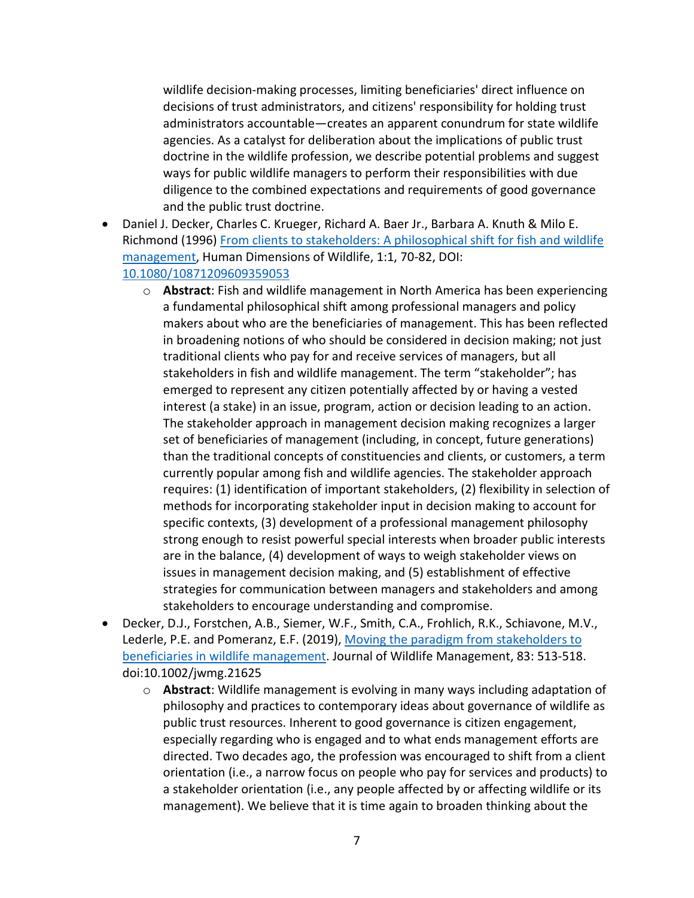wildlife decision-making processes, limiting beneficiaries' direct influence on decisions of trust administrators, and citizens' responsibility for holding trust administrators accountable—creates an apparent conundrum for state wildlife agencies. As a catalyst for deliberation about the implications of public trust doctrine in the wildlife profession, we describe potential problems and suggest ways for public wildlife managers to perform their responsibilities with due diligence to the combined expectations and requirements of good governance and the public trust doctrine.

- Daniel J. Decker, Charles C. Krueger, Richard A. Baer Jr., Barbara A. Knuth & Milo E. Richmond (1996) [From clients to stakeholders: A philosophical shift for fish and wildlife management](https://doi.org/10.1080/10871209609359053), Human Dimensions of Wildlife, 1:1, 70-82, DOI: [10.1080/10871209609359053](https://doi.org/10.1080/10871209609359053)
  - **Abstract**: Fish and wildlife management in North America has been experiencing a fundamental philosophical shift among professional managers and policy makers about who are the beneficiaries of management. This has been reflected in broadening notions of who should be considered in decision making; not just traditional clients who pay for and receive services of managers, but all stakeholders in fish and wildlife management. The term "stakeholder"; has emerged to represent any citizen potentially affected by or having a vested interest (a stake) in an issue, program, action or decision leading to an action. The stakeholder approach in management decision making recognizes a larger set of beneficiaries of management (including, in concept, future generations) than the traditional concepts of constituencies and clients, or customers, a term currently popular among fish and wildlife agencies. The stakeholder approach requires: (1) identification of important stakeholders, (2) flexibility in selection of methods for incorporating stakeholder input in decision making to account for specific contexts, (3) development of a professional management philosophy strong enough to resist powerful special interests when broader public interests are in the balance, (4) development of ways to weigh stakeholder views on issues in management decision making, and (5) establishment of effective strategies for communication between managers and stakeholders and among stakeholders to encourage understanding and compromise.
- Decker, D.J., Forstchen, A.B., Siemer, W.F., Smith, C.A., Frohlich, R.K., Schiavone, M.V., Lederle, P.E. and Pomeranz, E.F. (2019), [Moving the paradigm from stakeholders to beneficiaries in wildlife management](https://doi.org/10.1002/jwmg.21625). Journal of Wildlife Management, 83: 513-518. doi:10.1002/jwmg.21625
  - **Abstract**: Wildlife management is evolving in many ways including adaptation of philosophy and practices to contemporary ideas about governance of wildlife as public trust resources. Inherent to good governance is citizen engagement, especially regarding who is engaged and to what ends management efforts are directed. Two decades ago, the profession was encouraged to shift from a client orientation (i.e., a narrow focus on people who pay for services and products) to a stakeholder orientation (i.e., any people affected by or affecting wildlife or its management). We believe that it is time again to broaden thinking about the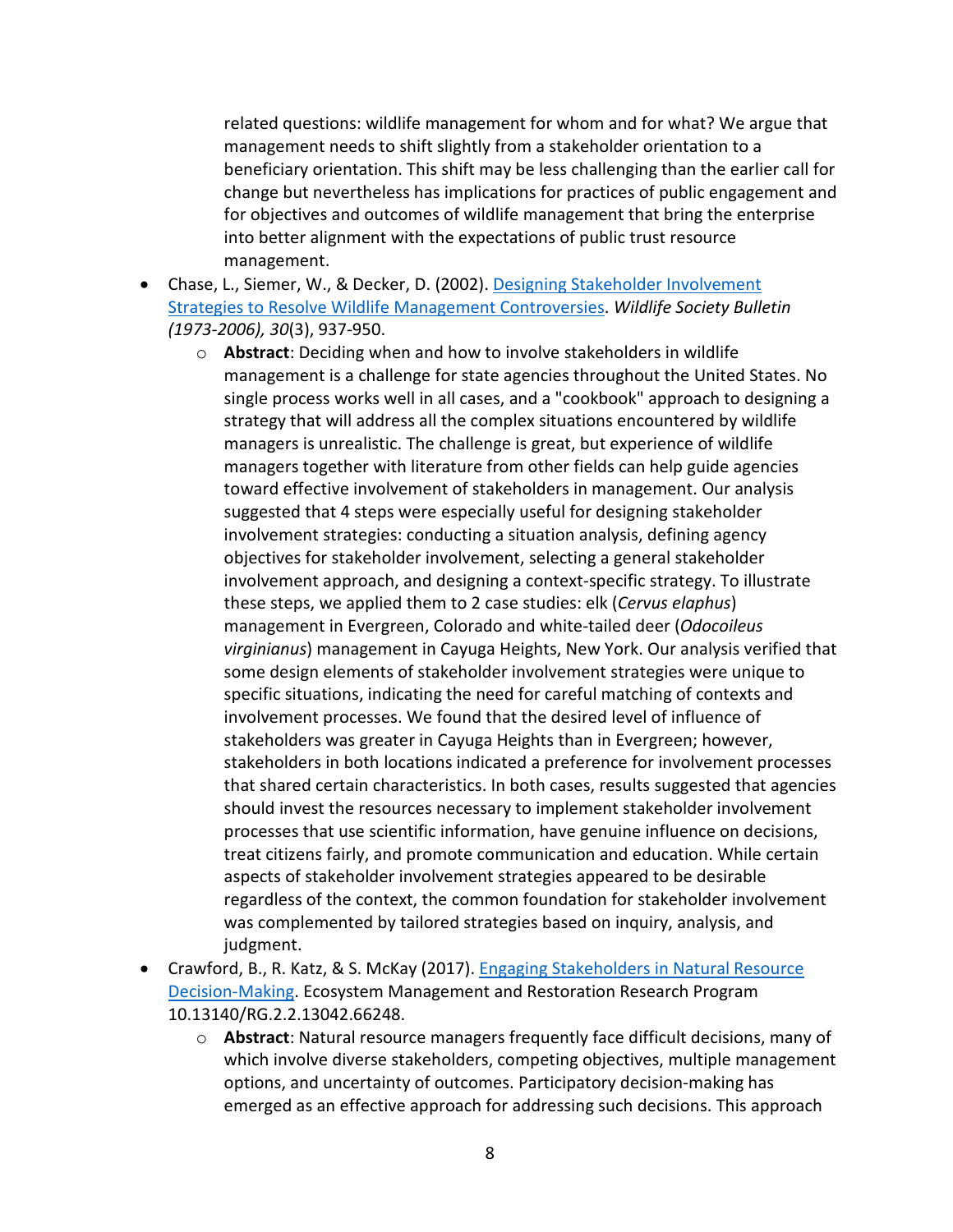related questions: wildlife management for whom and for what? We argue that management needs to shift slightly from a stakeholder orientation to a beneficiary orientation. This shift may be less challenging than the earlier call for change but nevertheless has implications for practices of public engagement and for objectives and outcomes of wildlife management that bring the enterprise into better alignment with the expectations of public trust resource management.

- Chase, L., Siemer, W., & Decker, D. (2002). Designing Stakeholder Involvement Strategies to Resolve Wildlife Management Controversies. *Wildlife Society Bulletin (1973-2006), 30*(3), 937-950.
    - **Abstract**: Deciding when and how to involve stakeholders in wildlife management is a challenge for state agencies throughout the United States. No single process works well in all cases, and a "cookbook" approach to designing a strategy that will address all the complex situations encountered by wildlife managers is unrealistic. The challenge is great, but experience of wildlife managers together with literature from other fields can help guide agencies toward effective involvement of stakeholders in management. Our analysis suggested that 4 steps were especially useful for designing stakeholder involvement strategies: conducting a situation analysis, defining agency objectives for stakeholder involvement, selecting a general stakeholder involvement approach, and designing a context-specific strategy. To illustrate these steps, we applied them to 2 case studies: elk (*Cervus elaphus*) management in Evergreen, Colorado and white-tailed deer (*Odocoileus virginianus*) management in Cayuga Heights, New York. Our analysis verified that some design elements of stakeholder involvement strategies were unique to specific situations, indicating the need for careful matching of contexts and involvement processes. We found that the desired level of influence of stakeholders was greater in Cayuga Heights than in Evergreen; however, stakeholders in both locations indicated a preference for involvement processes that shared certain characteristics. In both cases, results suggested that agencies should invest the resources necessary to implement stakeholder involvement processes that use scientific information, have genuine influence on decisions, treat citizens fairly, and promote communication and education. While certain aspects of stakeholder involvement strategies appeared to be desirable regardless of the context, the common foundation for stakeholder involvement was complemented by tailored strategies based on inquiry, analysis, and judgment.
- Crawford, B., R. Katz, & S. McKay (2017). Engaging Stakeholders in Natural Resource Decision-Making. Ecosystem Management and Restoration Research Program 10.13140/RG.2.2.13042.66248.
    - **Abstract**: Natural resource managers frequently face difficult decisions, many of which involve diverse stakeholders, competing objectives, multiple management options, and uncertainty of outcomes. Participatory decision-making has emerged as an effective approach for addressing such decisions. This approach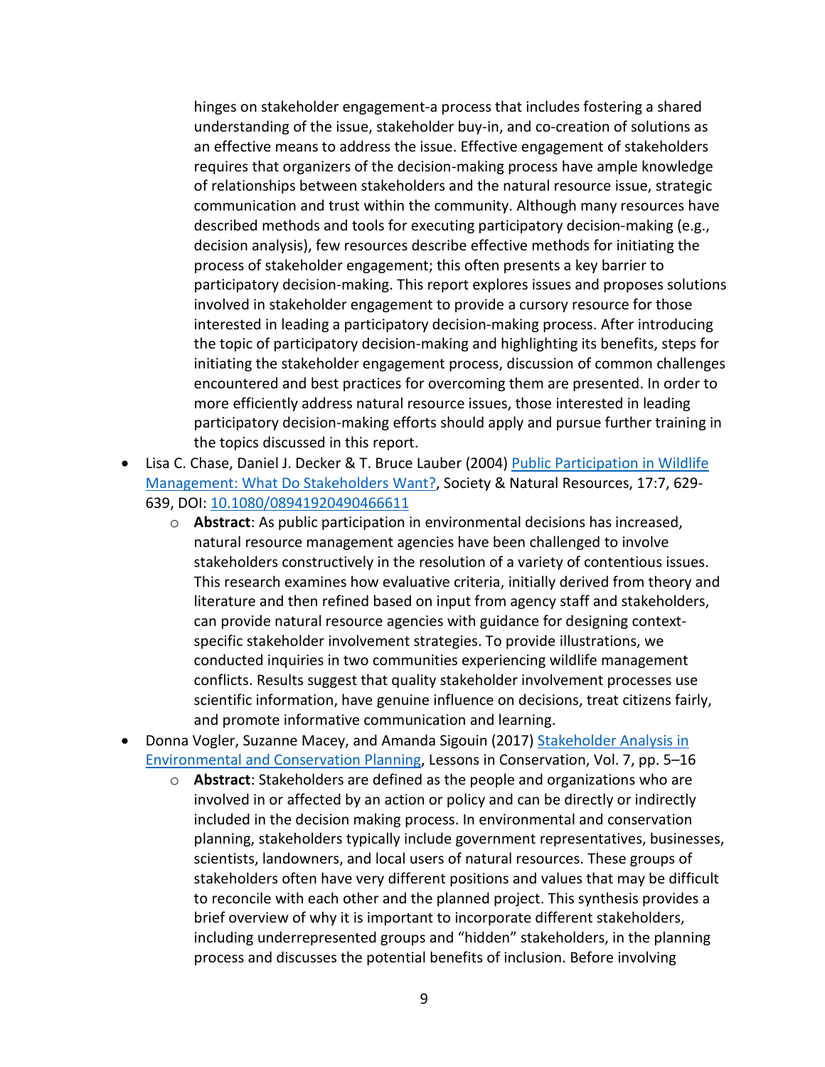hinges on stakeholder engagement-a process that includes fostering a shared understanding of the issue, stakeholder buy-in, and co-creation of solutions as an effective means to address the issue. Effective engagement of stakeholders requires that organizers of the decision-making process have ample knowledge of relationships between stakeholders and the natural resource issue, strategic communication and trust within the community. Although many resources have described methods and tools for executing participatory decision-making (e.g., decision analysis), few resources describe effective methods for initiating the process of stakeholder engagement; this often presents a key barrier to participatory decision-making. This report explores issues and proposes solutions involved in stakeholder engagement to provide a cursory resource for those interested in leading a participatory decision-making process. After introducing the topic of participatory decision-making and highlighting its benefits, steps for initiating the stakeholder engagement process, discussion of common challenges encountered and best practices for overcoming them are presented. In order to more efficiently address natural resource issues, those interested in leading participatory decision-making efforts should apply and pursue further training in the topics discussed in this report.

- Lisa C. Chase, Daniel J. Decker & T. Bruce Lauber (2004) Public Participation in Wildlife Management: What Do Stakeholders Want?, Society & Natural Resources, 17:7, 629-639, DOI: 10.1080/08941920490466611
    - **Abstract**: As public participation in environmental decisions has increased, natural resource management agencies have been challenged to involve stakeholders constructively in the resolution of a variety of contentious issues. This research examines how evaluative criteria, initially derived from theory and literature and then refined based on input from agency staff and stakeholders, can provide natural resource agencies with guidance for designing context-specific stakeholder involvement strategies. To provide illustrations, we conducted inquiries in two communities experiencing wildlife management conflicts. Results suggest that quality stakeholder involvement processes use scientific information, have genuine influence on decisions, treat citizens fairly, and promote informative communication and learning.
- Donna Vogler, Suzanne Macey, and Amanda Sigouin (2017) Stakeholder Analysis in Environmental and Conservation Planning, Lessons in Conservation, Vol. 7, pp. 5–16
    - **Abstract**: Stakeholders are defined as the people and organizations who are involved in or affected by an action or policy and can be directly or indirectly included in the decision making process. In environmental and conservation planning, stakeholders typically include government representatives, businesses, scientists, landowners, and local users of natural resources. These groups of stakeholders often have very different positions and values that may be difficult to reconcile with each other and the planned project. This synthesis provides a brief overview of why it is important to incorporate different stakeholders, including underrepresented groups and "hidden" stakeholders, in the planning process and discusses the potential benefits of inclusion. Before involving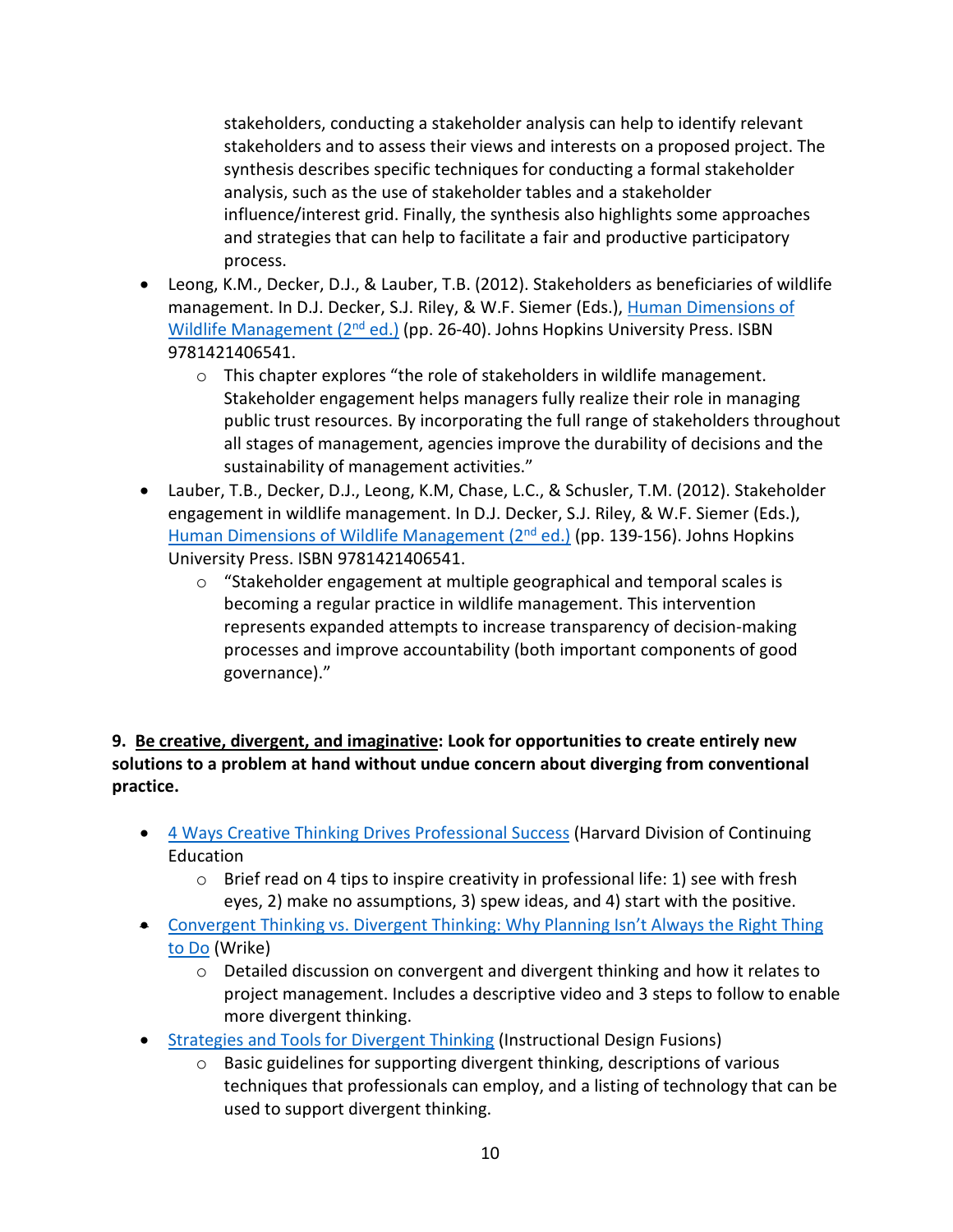stakeholders, conducting a stakeholder analysis can help to identify relevant stakeholders and to assess their views and interests on a proposed project. The synthesis describes specific techniques for conducting a formal stakeholder analysis, such as the use of stakeholder tables and a stakeholder influence/interest grid. Finally, the synthesis also highlights some approaches and strategies that can help to facilitate a fair and productive participatory process.

- Leong, K.M., Decker, D.J., & Lauber, T.B. (2012). Stakeholders as beneficiaries of wildlife management. In D.J. Decker, S.J. Riley, & W.F. Siemer (Eds.), Human Dimensions of Wildlife Management (2nd ed.) (pp. 26-40). Johns Hopkins University Press. ISBN 9781421406541.
  - This chapter explores "the role of stakeholders in wildlife management. Stakeholder engagement helps managers fully realize their role in managing public trust resources. By incorporating the full range of stakeholders throughout all stages of management, agencies improve the durability of decisions and the sustainability of management activities."
- Lauber, T.B., Decker, D.J., Leong, K.M, Chase, L.C., & Schusler, T.M. (2012). Stakeholder engagement in wildlife management. In D.J. Decker, S.J. Riley, & W.F. Siemer (Eds.), Human Dimensions of Wildlife Management (2nd ed.) (pp. 139-156). Johns Hopkins University Press. ISBN 9781421406541.
  - "Stakeholder engagement at multiple geographical and temporal scales is becoming a regular practice in wildlife management. This intervention represents expanded attempts to increase transparency of decision-making processes and improve accountability (both important components of good governance)."

**9. <u>Be creative, divergent, and imaginative</u>: Look for opportunities to create entirely new solutions to a problem at hand without undue concern about diverging from conventional practice.**

- 4 Ways Creative Thinking Drives Professional Success (Harvard Division of Continuing Education
  - Brief read on 4 tips to inspire creativity in professional life: 1) see with fresh eyes, 2) make no assumptions, 3) spew ideas, and 4) start with the positive.
- Convergent Thinking vs. Divergent Thinking: Why Planning Isn't Always the Right Thing to Do (Wrike)
  - Detailed discussion on convergent and divergent thinking and how it relates to project management. Includes a descriptive video and 3 steps to follow to enable more divergent thinking.
- Strategies and Tools for Divergent Thinking (Instructional Design Fusions)
  - Basic guidelines for supporting divergent thinking, descriptions of various techniques that professionals can employ, and a listing of technology that can be used to support divergent thinking.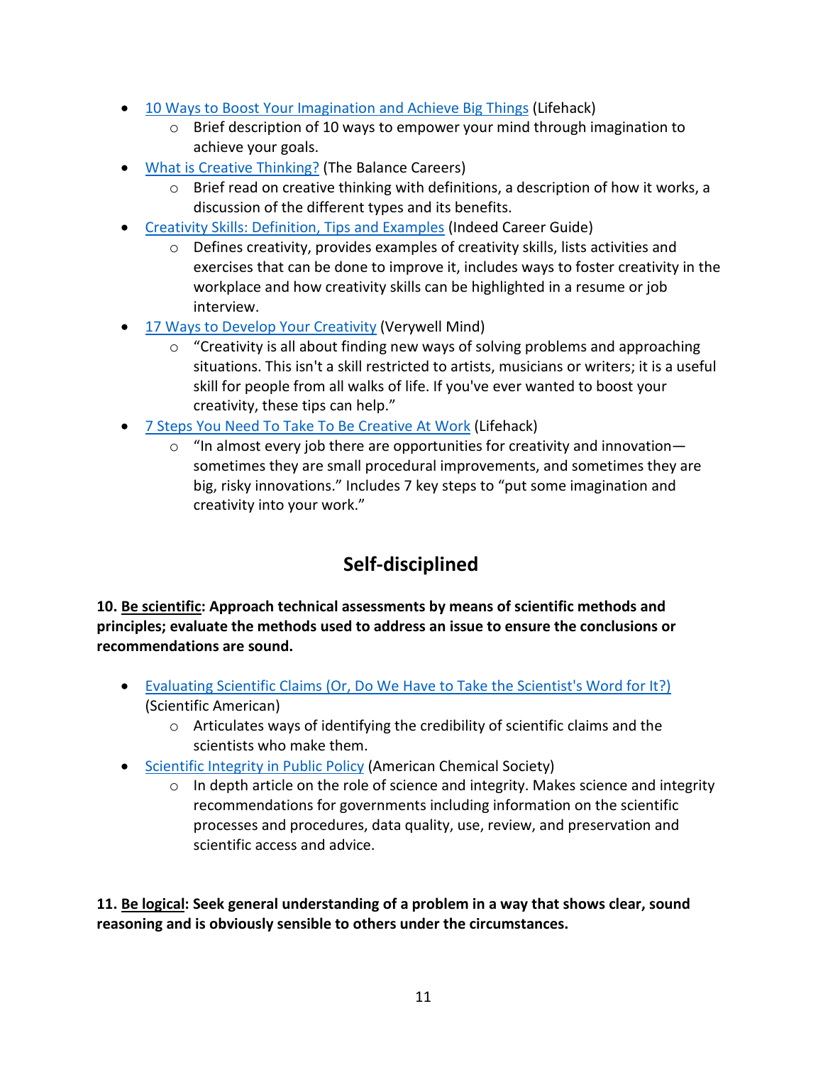- [10 Ways to Boost Your Imagination and Achieve Big Things]() (Lifehack)
    - Brief description of 10 ways to empower your mind through imagination to achieve your goals.
- [What is Creative Thinking?]() (The Balance Careers)
    - Brief read on creative thinking with definitions, a description of how it works, a discussion of the different types and its benefits.
- [Creativity Skills: Definition, Tips and Examples]() (Indeed Career Guide)
    - Defines creativity, provides examples of creativity skills, lists activities and exercises that can be done to improve it, includes ways to foster creativity in the workplace and how creativity skills can be highlighted in a resume or job interview.
- [17 Ways to Develop Your Creativity]() (Verywell Mind)
    - "Creativity is all about finding new ways of solving problems and approaching situations. This isn't a skill restricted to artists, musicians or writers; it is a useful skill for people from all walks of life. If you've ever wanted to boost your creativity, these tips can help."
- [7 Steps You Need To Take To Be Creative At Work]() (Lifehack)
    - "In almost every job there are opportunities for creativity and innovation—sometimes they are small procedural improvements, and sometimes they are big, risky innovations." Includes 7 key steps to "put some imagination and creativity into your work."

## Self-disciplined

**10. <u>Be scientific</u>: Approach technical assessments by means of scientific methods and principles; evaluate the methods used to address an issue to ensure the conclusions or recommendations are sound.**

- [Evaluating Scientific Claims (Or, Do We Have to Take the Scientist's Word for It?)]() (Scientific American)
    - Articulates ways of identifying the credibility of scientific claims and the scientists who make them.
- [Scientific Integrity in Public Policy]() (American Chemical Society)
    - In depth article on the role of science and integrity. Makes science and integrity recommendations for governments including information on the scientific processes and procedures, data quality, use, review, and preservation and scientific access and advice.

**11. <u>Be logical</u>: Seek general understanding of a problem in a way that shows clear, sound reasoning and is obviously sensible to others under the circumstances.**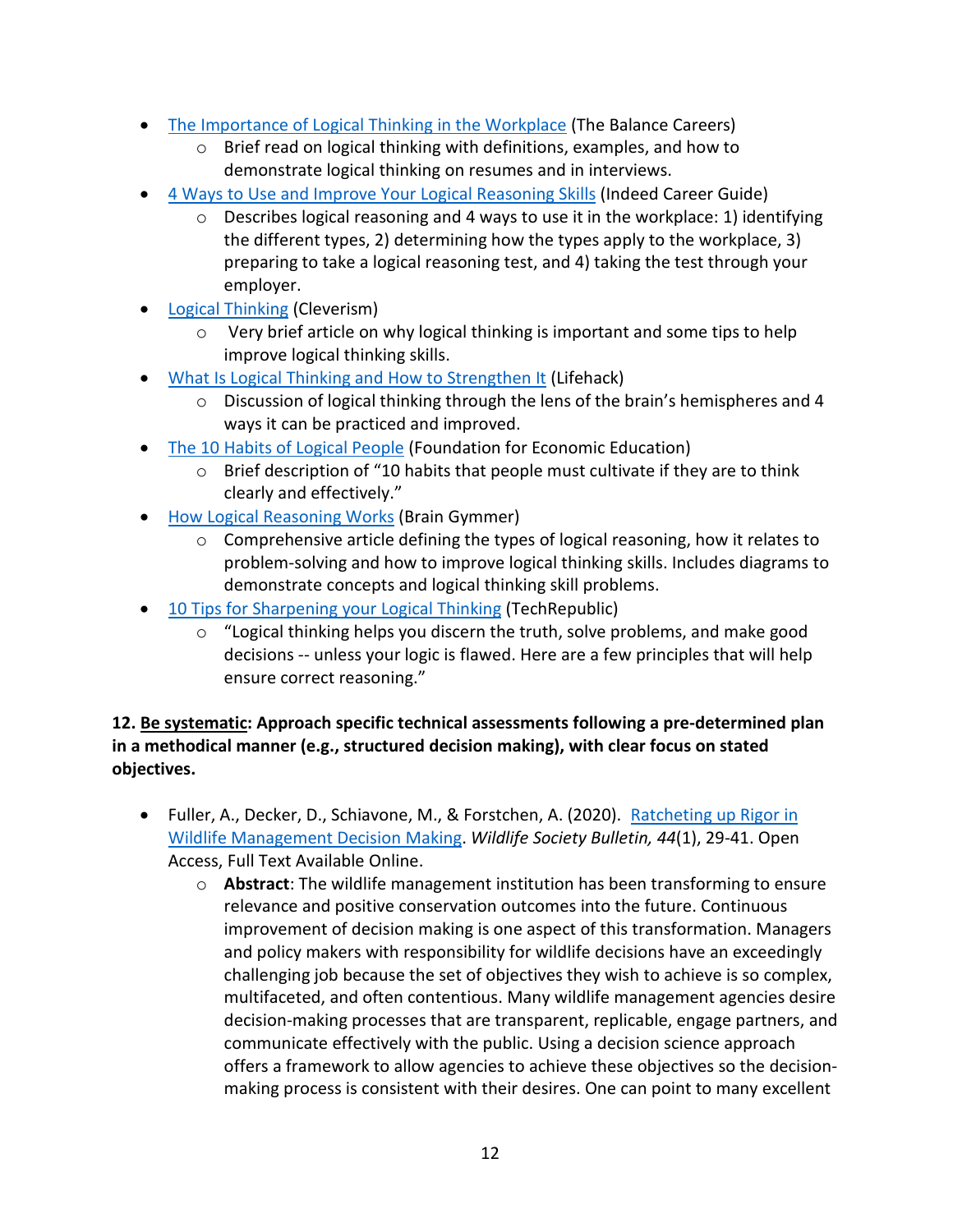- The Importance of Logical Thinking in the Workplace (The Balance Careers)
  - Brief read on logical thinking with definitions, examples, and how to demonstrate logical thinking on resumes and in interviews.
- 4 Ways to Use and Improve Your Logical Reasoning Skills (Indeed Career Guide)
  - Describes logical reasoning and 4 ways to use it in the workplace: 1) identifying the different types, 2) determining how the types apply to the workplace, 3) preparing to take a logical reasoning test, and 4) taking the test through your employer.
- Logical Thinking (Cleverism)
  - Very brief article on why logical thinking is important and some tips to help improve logical thinking skills.
- What Is Logical Thinking and How to Strengthen It (Lifehack)
  - Discussion of logical thinking through the lens of the brain's hemispheres and 4 ways it can be practiced and improved.
- The 10 Habits of Logical People (Foundation for Economic Education)
  - Brief description of "10 habits that people must cultivate if they are to think clearly and effectively."
- How Logical Reasoning Works (Brain Gymmer)
  - Comprehensive article defining the types of logical reasoning, how it relates to problem-solving and how to improve logical thinking skills. Includes diagrams to demonstrate concepts and logical thinking skill problems.
- 10 Tips for Sharpening your Logical Thinking (TechRepublic)
  - "Logical thinking helps you discern the truth, solve problems, and make good decisions -- unless your logic is flawed. Here are a few principles that will help ensure correct reasoning."

**12. Be systematic: Approach specific technical assessments following a pre-determined plan in a methodical manner (e.g., structured decision making), with clear focus on stated objectives.**

- Fuller, A., Decker, D., Schiavone, M., & Forstchen, A. (2020). Ratcheting up Rigor in Wildlife Management Decision Making. *Wildlife Society Bulletin, 44*(1), 29-41. Open Access, Full Text Available Online.
  - **Abstract**: The wildlife management institution has been transforming to ensure relevance and positive conservation outcomes into the future. Continuous improvement of decision making is one aspect of this transformation. Managers and policy makers with responsibility for wildlife decisions have an exceedingly challenging job because the set of objectives they wish to achieve is so complex, multifaceted, and often contentious. Many wildlife management agencies desire decision-making processes that are transparent, replicable, engage partners, and communicate effectively with the public. Using a decision science approach offers a framework to allow agencies to achieve these objectives so the decision-making process is consistent with their desires. One can point to many excellent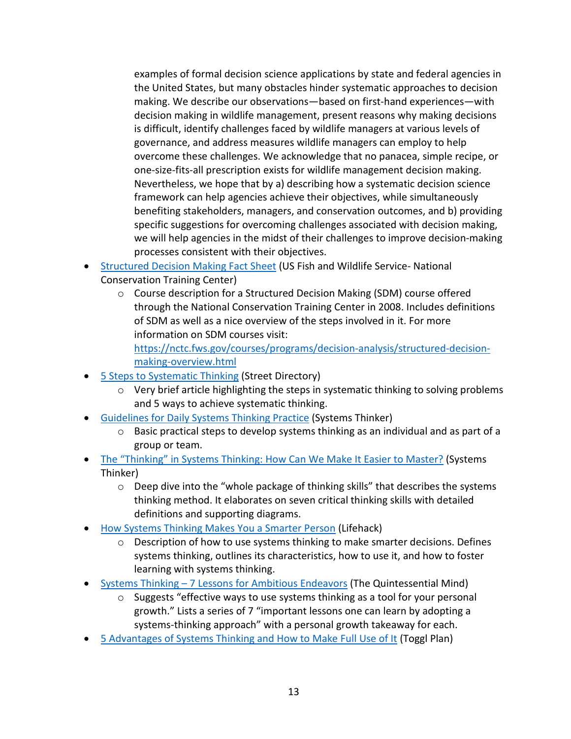examples of formal decision science applications by state and federal agencies in the United States, but many obstacles hinder systematic approaches to decision making. We describe our observations—based on first-hand experiences—with decision making in wildlife management, present reasons why making decisions is difficult, identify challenges faced by wildlife managers at various levels of governance, and address measures wildlife managers can employ to help overcome these challenges. We acknowledge that no panacea, simple recipe, or one-size-fits-all prescription exists for wildlife management decision making. Nevertheless, we hope that by a) describing how a systematic decision science framework can help agencies achieve their objectives, while simultaneously benefiting stakeholders, managers, and conservation outcomes, and b) providing specific suggestions for overcoming challenges associated with decision making, we will help agencies in the midst of their challenges to improve decision-making processes consistent with their objectives.

- Structured Decision Making Fact Sheet (US Fish and Wildlife Service- National Conservation Training Center)
    - Course description for a Structured Decision Making (SDM) course offered through the National Conservation Training Center in 2008. Includes definitions of SDM as well as a nice overview of the steps involved in it. For more information on SDM courses visit: https://nctc.fws.gov/courses/programs/decision-analysis/structured-decision-making-overview.html
- 5 Steps to Systematic Thinking (Street Directory)
    - Very brief article highlighting the steps in systematic thinking to solving problems and 5 ways to achieve systematic thinking.
- Guidelines for Daily Systems Thinking Practice (Systems Thinker)
    - Basic practical steps to develop systems thinking as an individual and as part of a group or team.
- The "Thinking" in Systems Thinking: How Can We Make It Easier to Master? (Systems Thinker)
    - Deep dive into the "whole package of thinking skills" that describes the systems thinking method. It elaborates on seven critical thinking skills with detailed definitions and supporting diagrams.
- How Systems Thinking Makes You a Smarter Person (Lifehack)
    - Description of how to use systems thinking to make smarter decisions. Defines systems thinking, outlines its characteristics, how to use it, and how to foster learning with systems thinking.
- Systems Thinking – 7 Lessons for Ambitious Endeavors (The Quintessential Mind)
    - Suggests "effective ways to use systems thinking as a tool for your personal growth." Lists a series of 7 "important lessons one can learn by adopting a systems-thinking approach" with a personal growth takeaway for each.
- 5 Advantages of Systems Thinking and How to Make Full Use of It (Toggl Plan)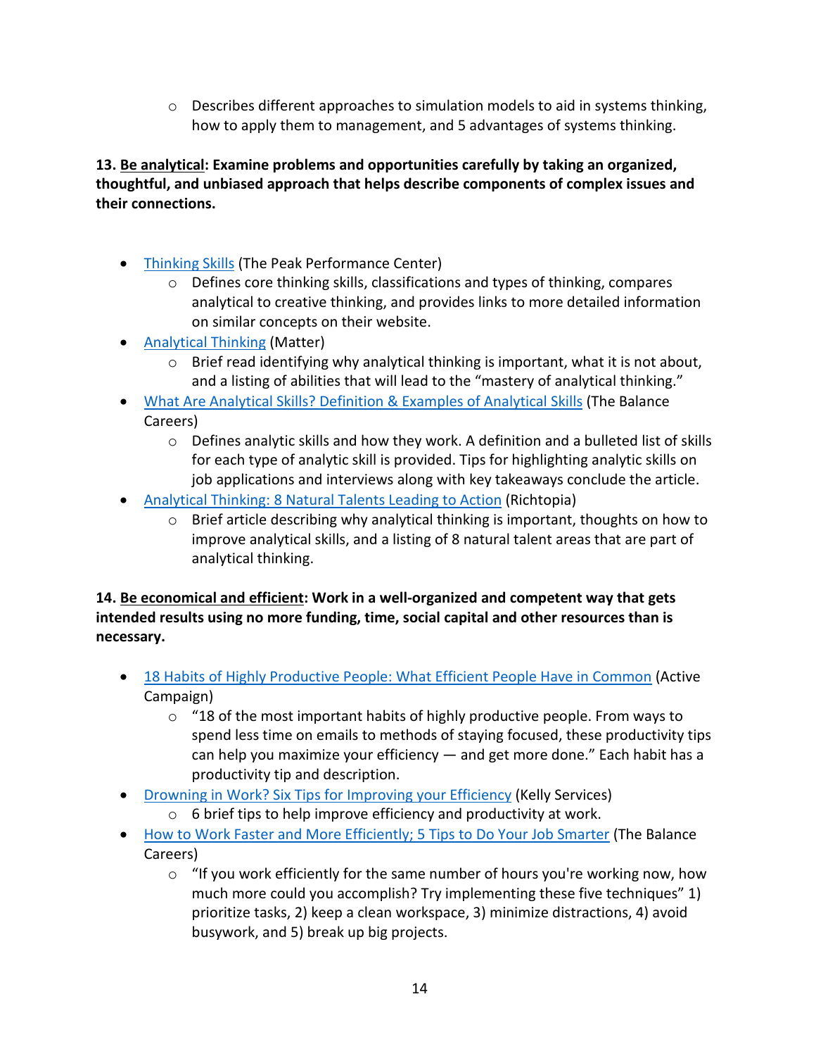- Describes different approaches to simulation models to aid in systems thinking, how to apply them to management, and 5 advantages of systems thinking.

**13. Be analytical: Examine problems and opportunities carefully by taking an organized, thoughtful, and unbiased approach that helps describe components of complex issues and their connections.**

- Thinking Skills (The Peak Performance Center)
  - Defines core thinking skills, classifications and types of thinking, compares analytical to creative thinking, and provides links to more detailed information on similar concepts on their website.
- Analytical Thinking (Matter)
  - Brief read identifying why analytical thinking is important, what it is not about, and a listing of abilities that will lead to the "mastery of analytical thinking."
- What Are Analytical Skills? Definition & Examples of Analytical Skills (The Balance Careers)
  - Defines analytic skills and how they work. A definition and a bulleted list of skills for each type of analytic skill is provided. Tips for highlighting analytic skills on job applications and interviews along with key takeaways conclude the article.
- Analytical Thinking: 8 Natural Talents Leading to Action (Richtopia)
  - Brief article describing why analytical thinking is important, thoughts on how to improve analytical skills, and a listing of 8 natural talent areas that are part of analytical thinking.

**14. Be economical and efficient: Work in a well-organized and competent way that gets intended results using no more funding, time, social capital and other resources than is necessary.**

- 18 Habits of Highly Productive People: What Efficient People Have in Common (Active Campaign)
  - "18 of the most important habits of highly productive people. From ways to spend less time on emails to methods of staying focused, these productivity tips can help you maximize your efficiency — and get more done." Each habit has a productivity tip and description.
- Drowning in Work? Six Tips for Improving your Efficiency (Kelly Services)
  - 6 brief tips to help improve efficiency and productivity at work.
- How to Work Faster and More Efficiently; 5 Tips to Do Your Job Smarter (The Balance Careers)
  - "If you work efficiently for the same number of hours you're working now, how much more could you accomplish? Try implementing these five techniques" 1) prioritize tasks, 2) keep a clean workspace, 3) minimize distractions, 4) avoid busywork, and 5) break up big projects.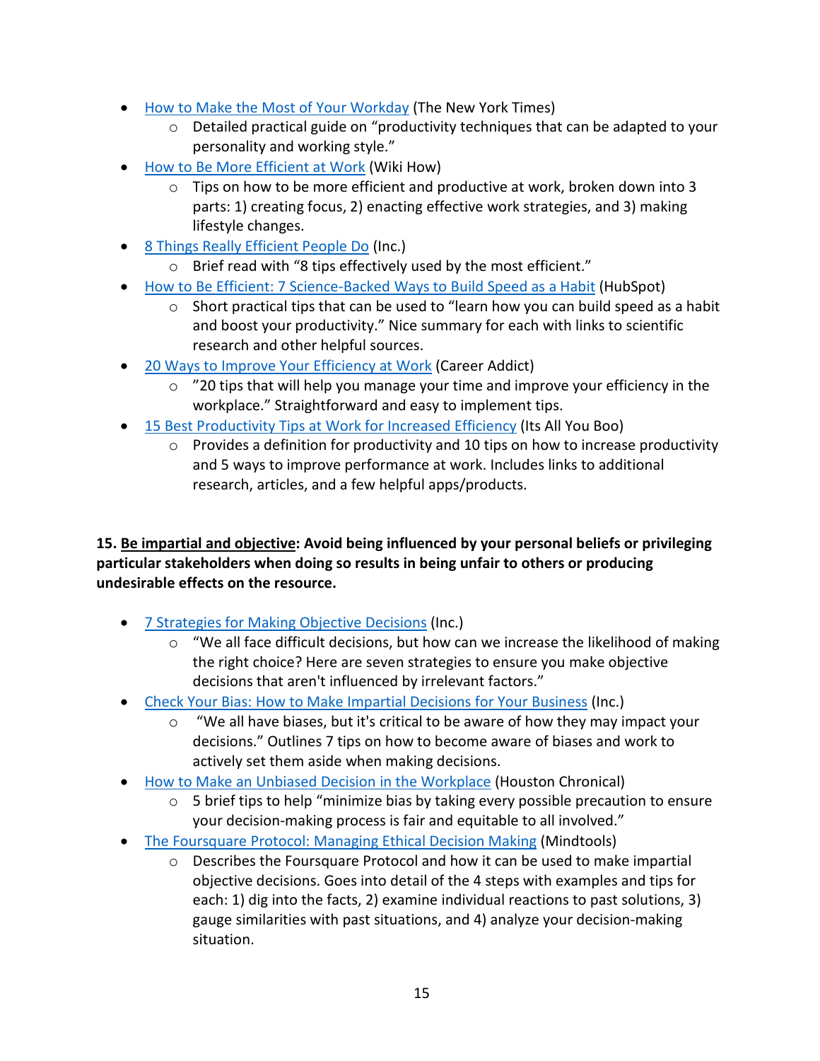- How to Make the Most of Your Workday (The New York Times)
  - Detailed practical guide on "productivity techniques that can be adapted to your personality and working style."
- How to Be More Efficient at Work (Wiki How)
  - Tips on how to be more efficient and productive at work, broken down into 3 parts: 1) creating focus, 2) enacting effective work strategies, and 3) making lifestyle changes.
- 8 Things Really Efficient People Do (Inc.)
  - Brief read with "8 tips effectively used by the most efficient."
- How to Be Efficient: 7 Science-Backed Ways to Build Speed as a Habit (HubSpot)
  - Short practical tips that can be used to "learn how you can build speed as a habit and boost your productivity." Nice summary for each with links to scientific research and other helpful sources.
- 20 Ways to Improve Your Efficiency at Work (Career Addict)
  - "20 tips that will help you manage your time and improve your efficiency in the workplace." Straightforward and easy to implement tips.
- 15 Best Productivity Tips at Work for Increased Efficiency (Its All You Boo)
  - Provides a definition for productivity and 10 tips on how to increase productivity and 5 ways to improve performance at work. Includes links to additional research, articles, and a few helpful apps/products.

**15. <u>Be impartial and objective</u>: Avoid being influenced by your personal beliefs or privileging particular stakeholders when doing so results in being unfair to others or producing undesirable effects on the resource.**

- 7 Strategies for Making Objective Decisions (Inc.)
  - "We all face difficult decisions, but how can we increase the likelihood of making the right choice? Here are seven strategies to ensure you make objective decisions that aren't influenced by irrelevant factors."
- Check Your Bias: How to Make Impartial Decisions for Your Business (Inc.)
  - "We all have biases, but it's critical to be aware of how they may impact your decisions." Outlines 7 tips on how to become aware of biases and work to actively set them aside when making decisions.
- How to Make an Unbiased Decision in the Workplace (Houston Chronical)
  - 5 brief tips to help "minimize bias by taking every possible precaution to ensure your decision-making process is fair and equitable to all involved."
- The Foursquare Protocol: Managing Ethical Decision Making (Mindtools)
  - Describes the Foursquare Protocol and how it can be used to make impartial objective decisions. Goes into detail of the 4 steps with examples and tips for each: 1) dig into the facts, 2) examine individual reactions to past solutions, 3) gauge similarities with past situations, and 4) analyze your decision-making situation.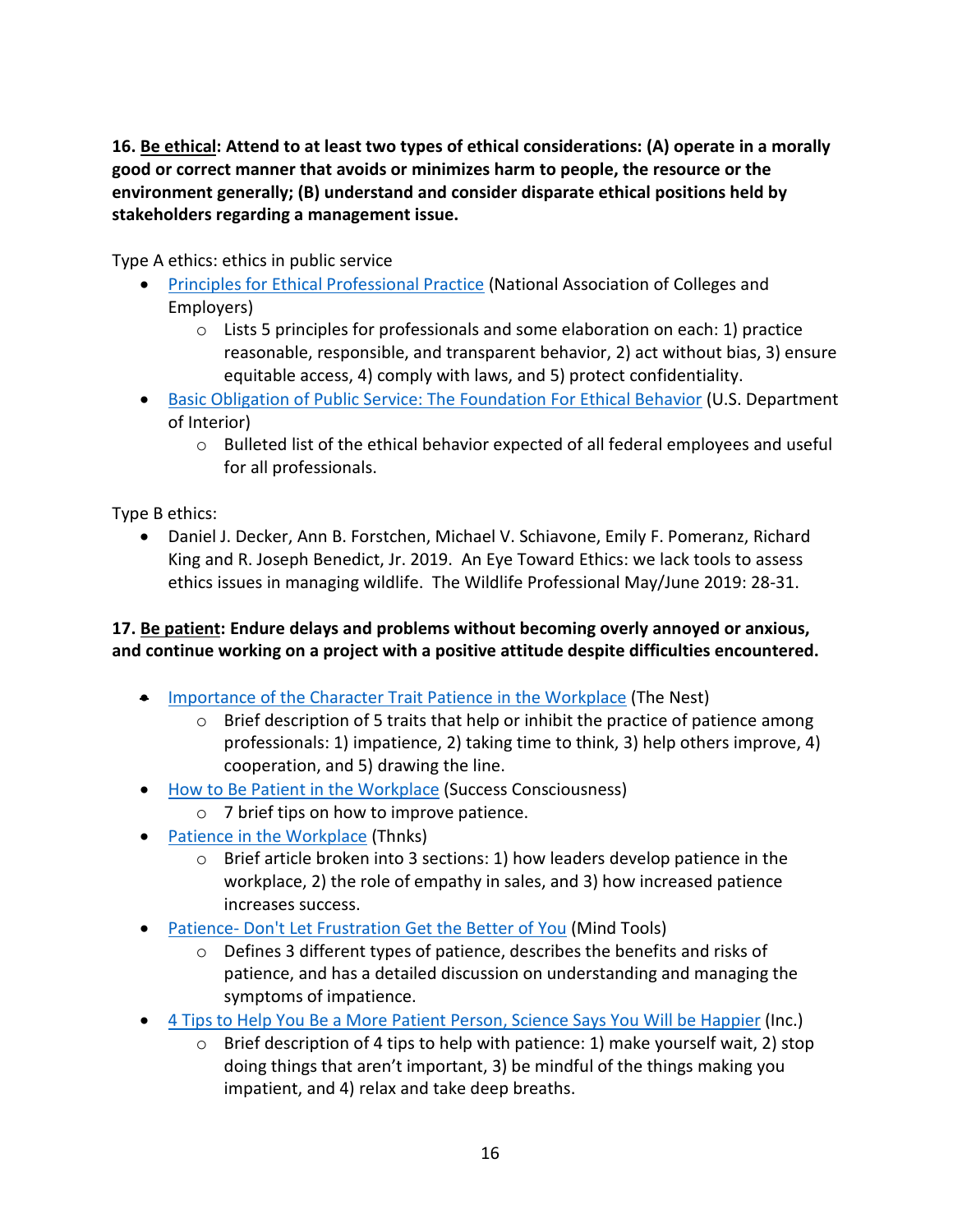**16. <u>Be ethical</u>: Attend to at least two types of ethical considerations: (A) operate in a morally good or correct manner that avoids or minimizes harm to people, the resource or the environment generally; (B) understand and consider disparate ethical positions held by stakeholders regarding a management issue.**

Type A ethics: ethics in public service

- Principles for Ethical Professional Practice (National Association of Colleges and Employers)
  - Lists 5 principles for professionals and some elaboration on each: 1) practice reasonable, responsible, and transparent behavior, 2) act without bias, 3) ensure equitable access, 4) comply with laws, and 5) protect confidentiality.
- Basic Obligation of Public Service: The Foundation For Ethical Behavior (U.S. Department of Interior)
  - Bulleted list of the ethical behavior expected of all federal employees and useful for all professionals.

Type B ethics:

- Daniel J. Decker, Ann B. Forstchen, Michael V. Schiavone, Emily F. Pomeranz, Richard King and R. Joseph Benedict, Jr. 2019. An Eye Toward Ethics: we lack tools to assess ethics issues in managing wildlife. The Wildlife Professional May/June 2019: 28-31.

**17. <u>Be patient</u>: Endure delays and problems without becoming overly annoyed or anxious, and continue working on a project with a positive attitude despite difficulties encountered.**

- Importance of the Character Trait Patience in the Workplace (The Nest)
  - Brief description of 5 traits that help or inhibit the practice of patience among professionals: 1) impatience, 2) taking time to think, 3) help others improve, 4) cooperation, and 5) drawing the line.
- How to Be Patient in the Workplace (Success Consciousness)
  - 7 brief tips on how to improve patience.
- Patience in the Workplace (Thnks)
  - Brief article broken into 3 sections: 1) how leaders develop patience in the workplace, 2) the role of empathy in sales, and 3) how increased patience increases success.
- Patience- Don't Let Frustration Get the Better of You (Mind Tools)
  - Defines 3 different types of patience, describes the benefits and risks of patience, and has a detailed discussion on understanding and managing the symptoms of impatience.
- 4 Tips to Help You Be a More Patient Person, Science Says You Will be Happier (Inc.)
  - Brief description of 4 tips to help with patience: 1) make yourself wait, 2) stop doing things that aren't important, 3) be mindful of the things making you impatient, and 4) relax and take deep breaths.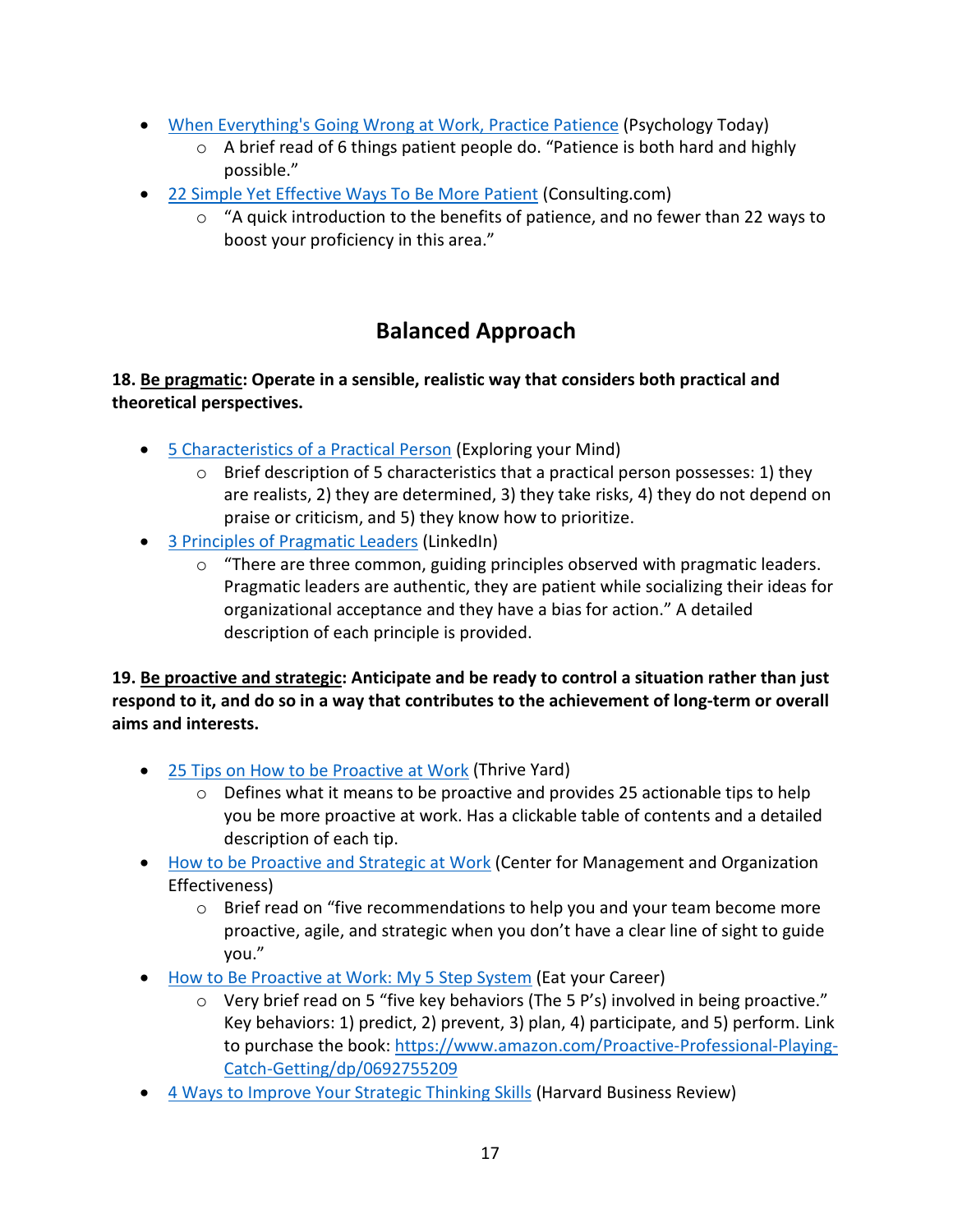- When Everything's Going Wrong at Work, Practice Patience (Psychology Today)
  - A brief read of 6 things patient people do. "Patience is both hard and highly possible."
- 22 Simple Yet Effective Ways To Be More Patient (Consulting.com)
  - "A quick introduction to the benefits of patience, and no fewer than 22 ways to boost your proficiency in this area."

## Balanced Approach

**18. Be pragmatic: Operate in a sensible, realistic way that considers both practical and theoretical perspectives.**

- 5 Characteristics of a Practical Person (Exploring your Mind)
  - Brief description of 5 characteristics that a practical person possesses: 1) they are realists, 2) they are determined, 3) they take risks, 4) they do not depend on praise or criticism, and 5) they know how to prioritize.
- 3 Principles of Pragmatic Leaders (LinkedIn)
  - "There are three common, guiding principles observed with pragmatic leaders. Pragmatic leaders are authentic, they are patient while socializing their ideas for organizational acceptance and they have a bias for action." A detailed description of each principle is provided.

**19. Be proactive and strategic: Anticipate and be ready to control a situation rather than just respond to it, and do so in a way that contributes to the achievement of long-term or overall aims and interests.**

- 25 Tips on How to be Proactive at Work (Thrive Yard)
  - Defines what it means to be proactive and provides 25 actionable tips to help you be more proactive at work. Has a clickable table of contents and a detailed description of each tip.
- How to be Proactive and Strategic at Work (Center for Management and Organization Effectiveness)
  - Brief read on "five recommendations to help you and your team become more proactive, agile, and strategic when you don't have a clear line of sight to guide you."
- How to Be Proactive at Work: My 5 Step System (Eat your Career)
  - Very brief read on 5 "five key behaviors (The 5 P's) involved in being proactive." Key behaviors: 1) predict, 2) prevent, 3) plan, 4) participate, and 5) perform. Link to purchase the book: https://www.amazon.com/Proactive-Professional-Playing-Catch-Getting/dp/0692755209
- 4 Ways to Improve Your Strategic Thinking Skills (Harvard Business Review)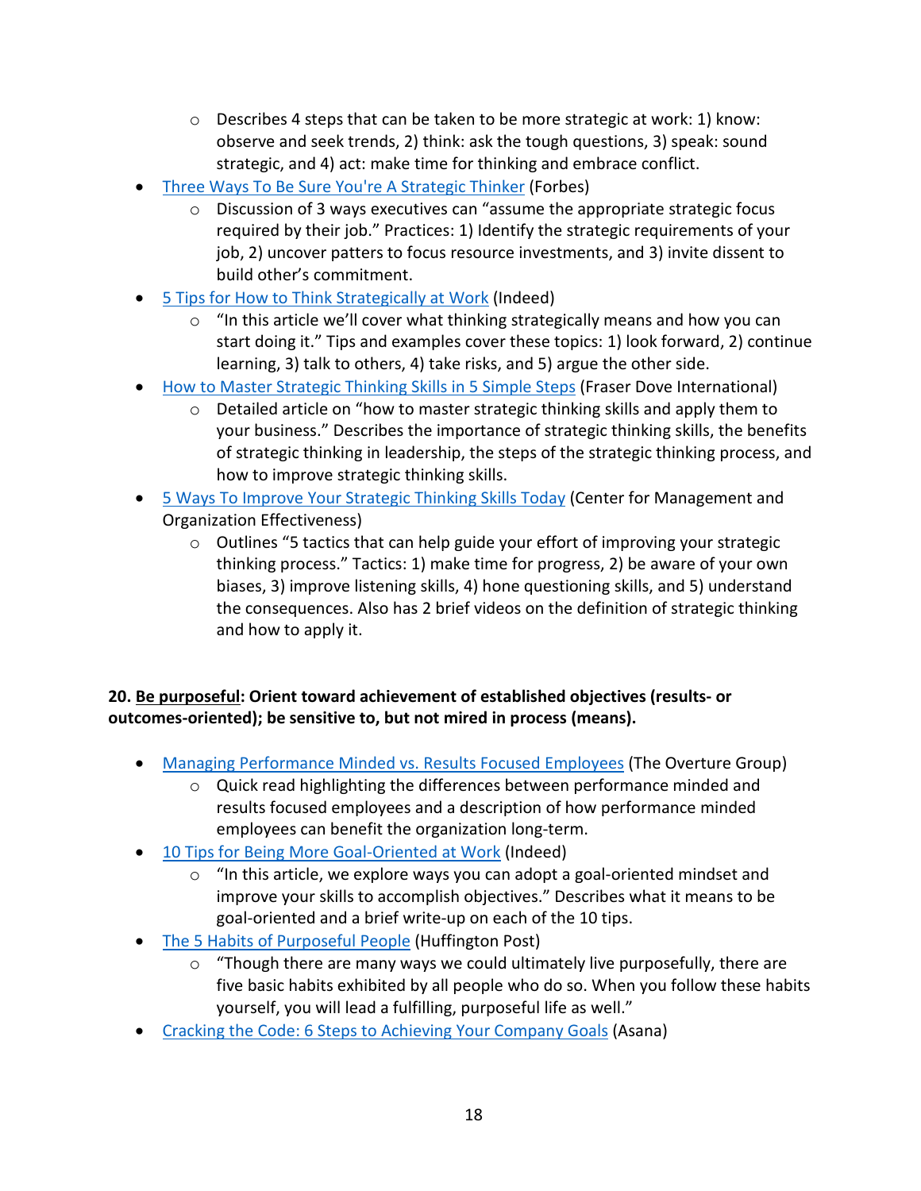- Describes 4 steps that can be taken to be more strategic at work: 1) know: observe and seek trends, 2) think: ask the tough questions, 3) speak: sound strategic, and 4) act: make time for thinking and embrace conflict.
- Three Ways To Be Sure You're A Strategic Thinker (Forbes)
    - Discussion of 3 ways executives can "assume the appropriate strategic focus required by their job." Practices: 1) Identify the strategic requirements of your job, 2) uncover patters to focus resource investments, and 3) invite dissent to build other's commitment.
- 5 Tips for How to Think Strategically at Work (Indeed)
    - "In this article we'll cover what thinking strategically means and how you can start doing it." Tips and examples cover these topics: 1) look forward, 2) continue learning, 3) talk to others, 4) take risks, and 5) argue the other side.
- How to Master Strategic Thinking Skills in 5 Simple Steps (Fraser Dove International)
    - Detailed article on "how to master strategic thinking skills and apply them to your business." Describes the importance of strategic thinking skills, the benefits of strategic thinking in leadership, the steps of the strategic thinking process, and how to improve strategic thinking skills.
- 5 Ways To Improve Your Strategic Thinking Skills Today (Center for Management and Organization Effectiveness)
    - Outlines "5 tactics that can help guide your effort of improving your strategic thinking process." Tactics: 1) make time for progress, 2) be aware of your own biases, 3) improve listening skills, 4) hone questioning skills, and 5) understand the consequences. Also has 2 brief videos on the definition of strategic thinking and how to apply it.

**20. Be purposeful: Orient toward achievement of established objectives (results- or outcomes-oriented); be sensitive to, but not mired in process (means).**

- Managing Performance Minded vs. Results Focused Employees (The Overture Group)
    - Quick read highlighting the differences between performance minded and results focused employees and a description of how performance minded employees can benefit the organization long-term.
- 10 Tips for Being More Goal-Oriented at Work (Indeed)
    - "In this article, we explore ways you can adopt a goal-oriented mindset and improve your skills to accomplish objectives." Describes what it means to be goal-oriented and a brief write-up on each of the 10 tips.
- The 5 Habits of Purposeful People (Huffington Post)
    - "Though there are many ways we could ultimately live purposefully, there are five basic habits exhibited by all people who do so. When you follow these habits yourself, you will lead a fulfilling, purposeful life as well."
- Cracking the Code: 6 Steps to Achieving Your Company Goals (Asana)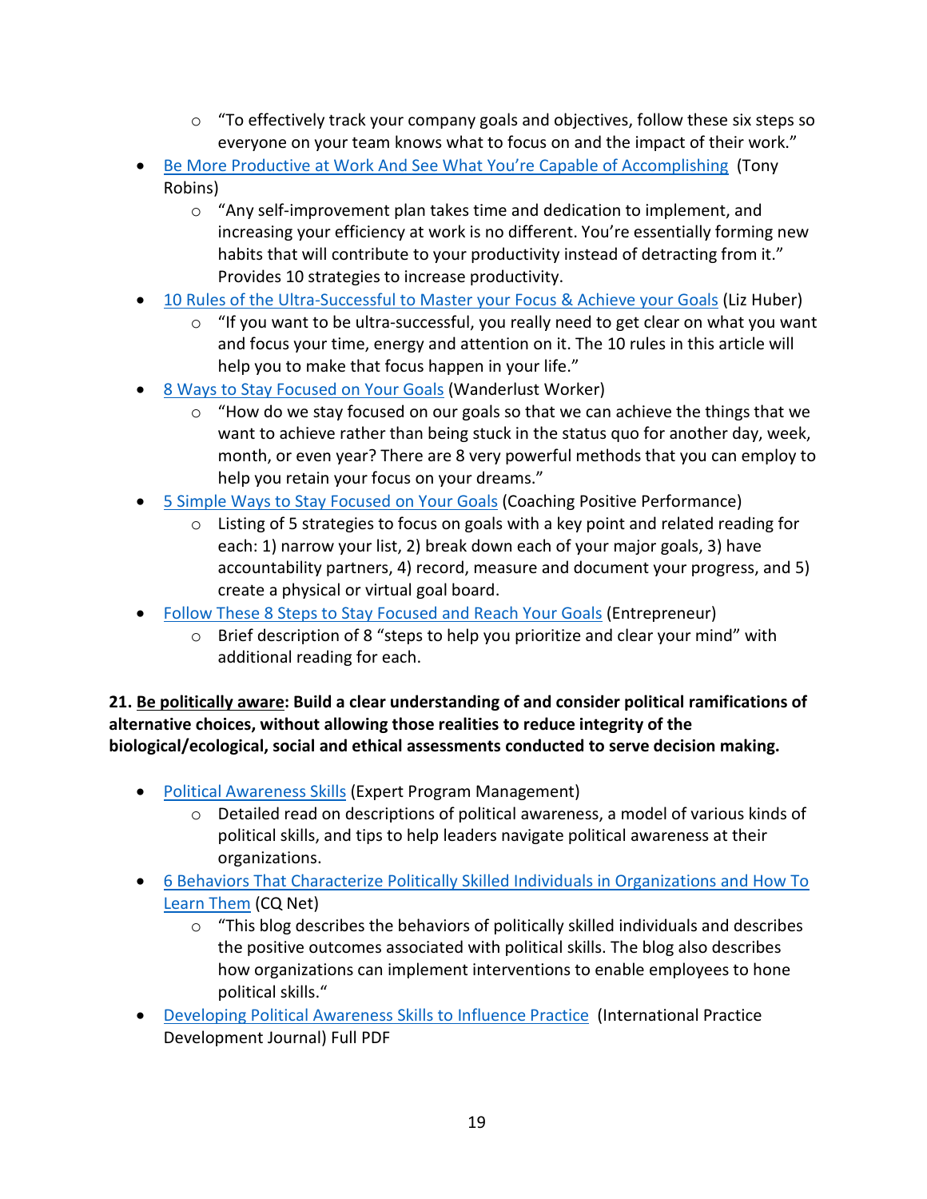- "To effectively track your company goals and objectives, follow these six steps so everyone on your team knows what to focus on and the impact of their work."
- Be More Productive at Work And See What You're Capable of Accomplishing (Tony Robins)
  - "Any self-improvement plan takes time and dedication to implement, and increasing your efficiency at work is no different. You're essentially forming new habits that will contribute to your productivity instead of detracting from it." Provides 10 strategies to increase productivity.
- 10 Rules of the Ultra-Successful to Master your Focus & Achieve your Goals (Liz Huber)
  - "If you want to be ultra-successful, you really need to get clear on what you want and focus your time, energy and attention on it. The 10 rules in this article will help you to make that focus happen in your life."
- 8 Ways to Stay Focused on Your Goals (Wanderlust Worker)
  - "How do we stay focused on our goals so that we can achieve the things that we want to achieve rather than being stuck in the status quo for another day, week, month, or even year? There are 8 very powerful methods that you can employ to help you retain your focus on your dreams."
- 5 Simple Ways to Stay Focused on Your Goals (Coaching Positive Performance)
  - Listing of 5 strategies to focus on goals with a key point and related reading for each: 1) narrow your list, 2) break down each of your major goals, 3) have accountability partners, 4) record, measure and document your progress, and 5) create a physical or virtual goal board.
- Follow These 8 Steps to Stay Focused and Reach Your Goals (Entrepreneur)
  - Brief description of 8 "steps to help you prioritize and clear your mind" with additional reading for each.

**21. Be politically aware: Build a clear understanding of and consider political ramifications of alternative choices, without allowing those realities to reduce integrity of the biological/ecological, social and ethical assessments conducted to serve decision making.**

- Political Awareness Skills (Expert Program Management)
  - Detailed read on descriptions of political awareness, a model of various kinds of political skills, and tips to help leaders navigate political awareness at their organizations.
- 6 Behaviors That Characterize Politically Skilled Individuals in Organizations and How To Learn Them (CQ Net)
  - "This blog describes the behaviors of politically skilled individuals and describes the positive outcomes associated with political skills. The blog also describes how organizations can implement interventions to enable employees to hone political skills."
- Developing Political Awareness Skills to Influence Practice (International Practice Development Journal) Full PDF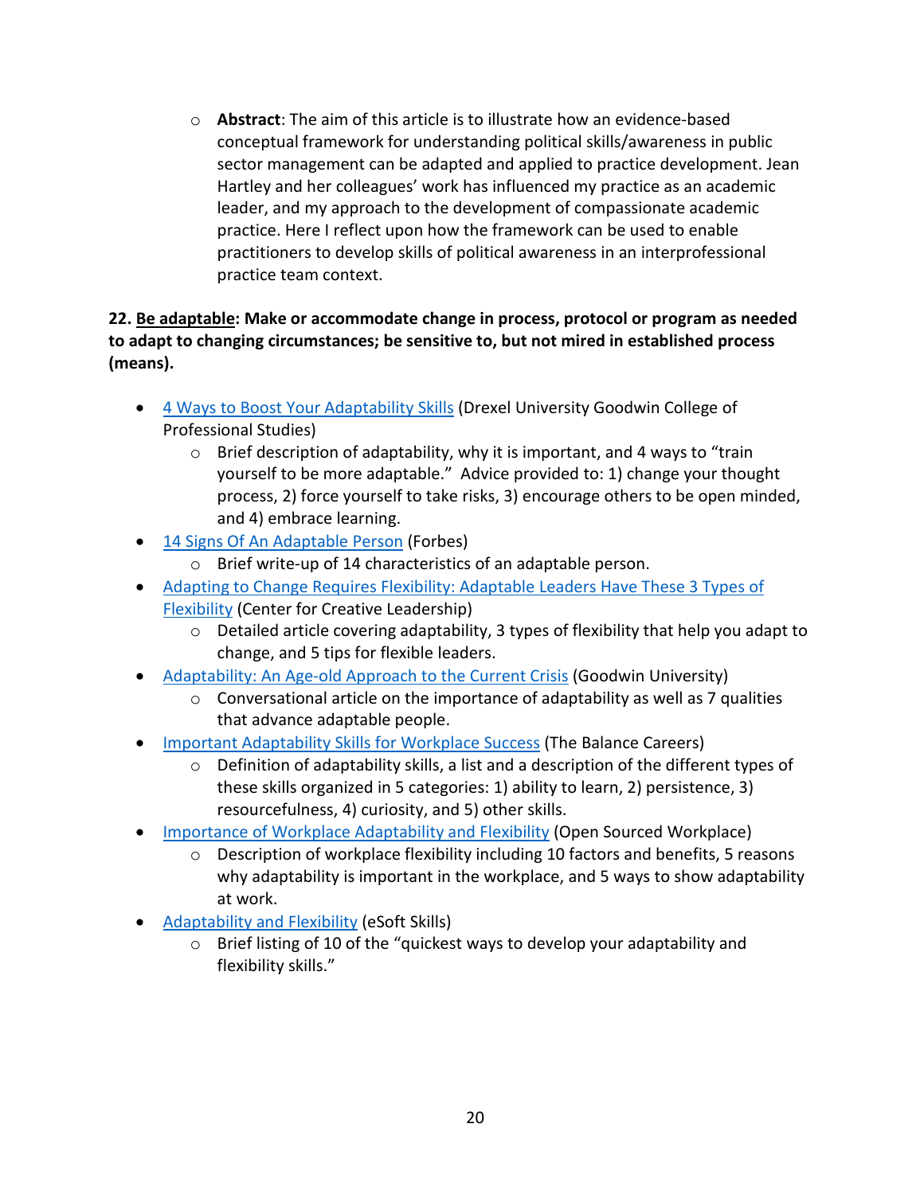- **Abstract**: The aim of this article is to illustrate how an evidence-based conceptual framework for understanding political skills/awareness in public sector management can be adapted and applied to practice development. Jean Hartley and her colleagues' work has influenced my practice as an academic leader, and my approach to the development of compassionate academic practice. Here I reflect upon how the framework can be used to enable practitioners to develop skills of political awareness in an interprofessional practice team context.

**22. Be adaptable: Make or accommodate change in process, protocol or program as needed to adapt to changing circumstances; be sensitive to, but not mired in established process (means).**

- 4 Ways to Boost Your Adaptability Skills (Drexel University Goodwin College of Professional Studies)
  - Brief description of adaptability, why it is important, and 4 ways to "train yourself to be more adaptable." Advice provided to: 1) change your thought process, 2) force yourself to take risks, 3) encourage others to be open minded, and 4) embrace learning.
- 14 Signs Of An Adaptable Person (Forbes)
  - Brief write-up of 14 characteristics of an adaptable person.
- Adapting to Change Requires Flexibility: Adaptable Leaders Have These 3 Types of Flexibility (Center for Creative Leadership)
  - Detailed article covering adaptability, 3 types of flexibility that help you adapt to change, and 5 tips for flexible leaders.
- Adaptability: An Age-old Approach to the Current Crisis (Goodwin University)
  - Conversational article on the importance of adaptability as well as 7 qualities that advance adaptable people.
- Important Adaptability Skills for Workplace Success (The Balance Careers)
  - Definition of adaptability skills, a list and a description of the different types of these skills organized in 5 categories: 1) ability to learn, 2) persistence, 3) resourcefulness, 4) curiosity, and 5) other skills.
- Importance of Workplace Adaptability and Flexibility (Open Sourced Workplace)
  - Description of workplace flexibility including 10 factors and benefits, 5 reasons why adaptability is important in the workplace, and 5 ways to show adaptability at work.
- Adaptability and Flexibility (eSoft Skills)
  - Brief listing of 10 of the "quickest ways to develop your adaptability and flexibility skills."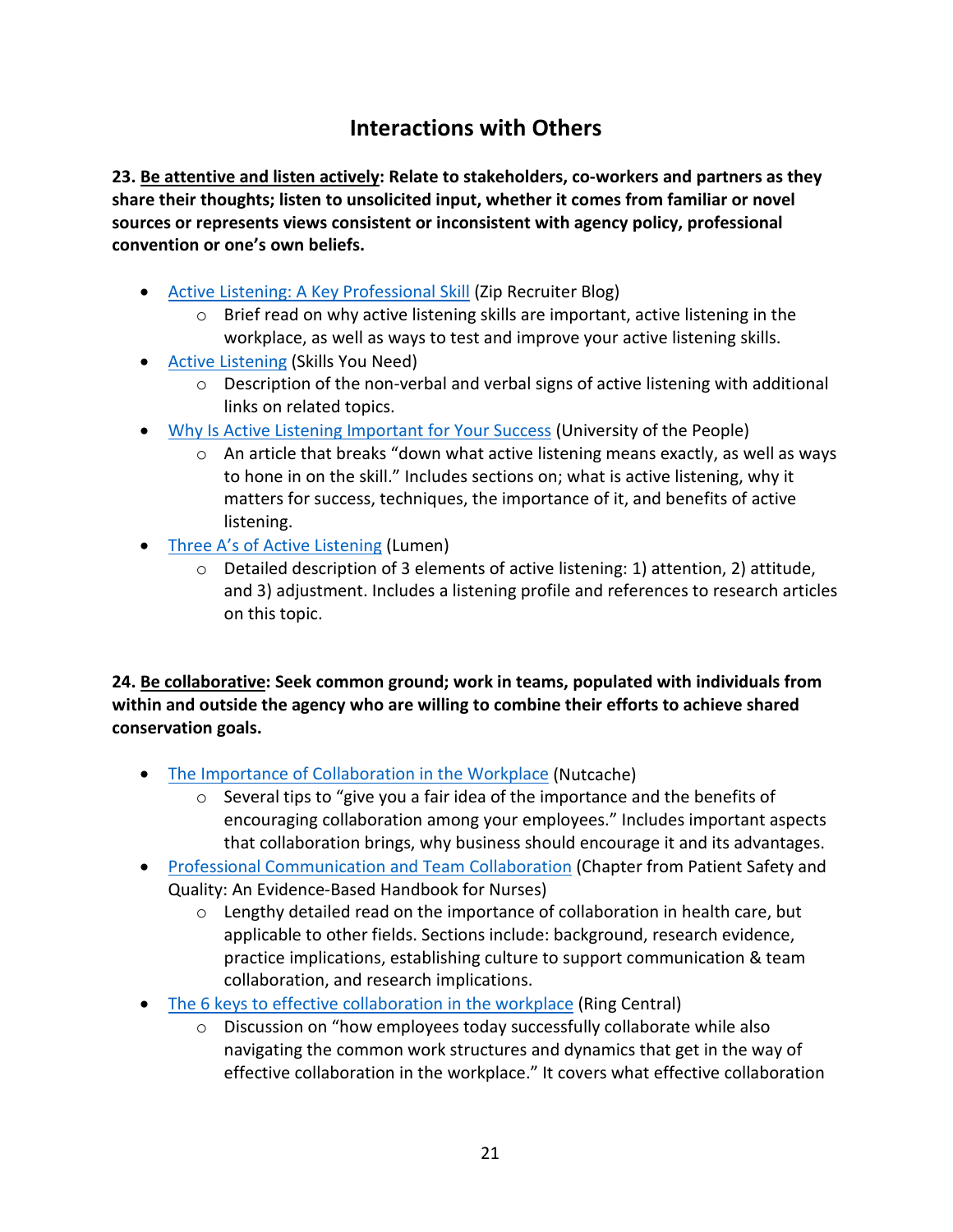# Interactions with Others

**23. <u>Be attentive and listen actively</u>: Relate to stakeholders, co-workers and partners as they share their thoughts; listen to unsolicited input, whether it comes from familiar or novel sources or represents views consistent or inconsistent with agency policy, professional convention or one's own beliefs.**

- Active Listening: A Key Professional Skill (Zip Recruiter Blog)
  - Brief read on why active listening skills are important, active listening in the workplace, as well as ways to test and improve your active listening skills.
- Active Listening (Skills You Need)
  - Description of the non-verbal and verbal signs of active listening with additional links on related topics.
- Why Is Active Listening Important for Your Success (University of the People)
  - An article that breaks "down what active listening means exactly, as well as ways to hone in on the skill." Includes sections on; what is active listening, why it matters for success, techniques, the importance of it, and benefits of active listening.
- Three A's of Active Listening (Lumen)
  - Detailed description of 3 elements of active listening: 1) attention, 2) attitude, and 3) adjustment. Includes a listening profile and references to research articles on this topic.

**24. <u>Be collaborative</u>: Seek common ground; work in teams, populated with individuals from within and outside the agency who are willing to combine their efforts to achieve shared conservation goals.**

- The Importance of Collaboration in the Workplace (Nutcache)
  - Several tips to "give you a fair idea of the importance and the benefits of encouraging collaboration among your employees." Includes important aspects that collaboration brings, why business should encourage it and its advantages.
- Professional Communication and Team Collaboration (Chapter from Patient Safety and Quality: An Evidence-Based Handbook for Nurses)
  - Lengthy detailed read on the importance of collaboration in health care, but applicable to other fields. Sections include: background, research evidence, practice implications, establishing culture to support communication & team collaboration, and research implications.
- The 6 keys to effective collaboration in the workplace (Ring Central)
  - Discussion on "how employees today successfully collaborate while also navigating the common work structures and dynamics that get in the way of effective collaboration in the workplace." It covers what effective collaboration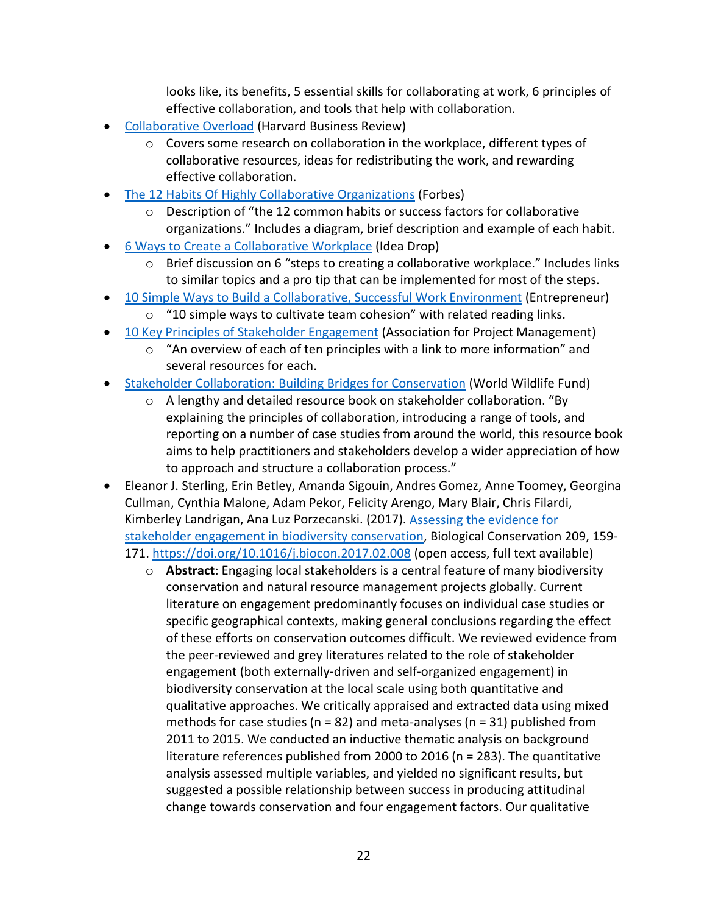looks like, its benefits, 5 essential skills for collaborating at work, 6 principles of effective collaboration, and tools that help with collaboration.

- [Collaborative Overload](#) (Harvard Business Review)
    - Covers some research on collaboration in the workplace, different types of collaborative resources, ideas for redistributing the work, and rewarding effective collaboration.
- [The 12 Habits Of Highly Collaborative Organizations](#) (Forbes)
    - Description of "the 12 common habits or success factors for collaborative organizations." Includes a diagram, brief description and example of each habit.
- [6 Ways to Create a Collaborative Workplace](#) (Idea Drop)
    - Brief discussion on 6 "steps to creating a collaborative workplace." Includes links to similar topics and a pro tip that can be implemented for most of the steps.
- [10 Simple Ways to Build a Collaborative, Successful Work Environment](#) (Entrepreneur)
    - "10 simple ways to cultivate team cohesion" with related reading links.
- [10 Key Principles of Stakeholder Engagement](#) (Association for Project Management)
    - "An overview of each of ten principles with a link to more information" and several resources for each.
- [Stakeholder Collaboration: Building Bridges for Conservation](#) (World Wildlife Fund)
    - A lengthy and detailed resource book on stakeholder collaboration. "By explaining the principles of collaboration, introducing a range of tools, and reporting on a number of case studies from around the world, this resource book aims to help practitioners and stakeholders develop a wider appreciation of how to approach and structure a collaboration process."
- Eleanor J. Sterling, Erin Betley, Amanda Sigouin, Andres Gomez, Anne Toomey, Georgina Cullman, Cynthia Malone, Adam Pekor, Felicity Arengo, Mary Blair, Chris Filardi, Kimberley Landrigan, Ana Luz Porzecanski. (2017). [Assessing the evidence for stakeholder engagement in biodiversity conservation](https://doi.org/10.1016/j.biocon.2017.02.008), Biological Conservation 209, 159-171. https://doi.org/10.1016/j.biocon.2017.02.008 (open access, full text available)
    - **Abstract**: Engaging local stakeholders is a central feature of many biodiversity conservation and natural resource management projects globally. Current literature on engagement predominantly focuses on individual case studies or specific geographical contexts, making general conclusions regarding the effect of these efforts on conservation outcomes difficult. We reviewed evidence from the peer-reviewed and grey literatures related to the role of stakeholder engagement (both externally-driven and self-organized engagement) in biodiversity conservation at the local scale using both quantitative and qualitative approaches. We critically appraised and extracted data using mixed methods for case studies (n = 82) and meta-analyses (n = 31) published from 2011 to 2015. We conducted an inductive thematic analysis on background literature references published from 2000 to 2016 (n = 283). The quantitative analysis assessed multiple variables, and yielded no significant results, but suggested a possible relationship between success in producing attitudinal change towards conservation and four engagement factors. Our qualitative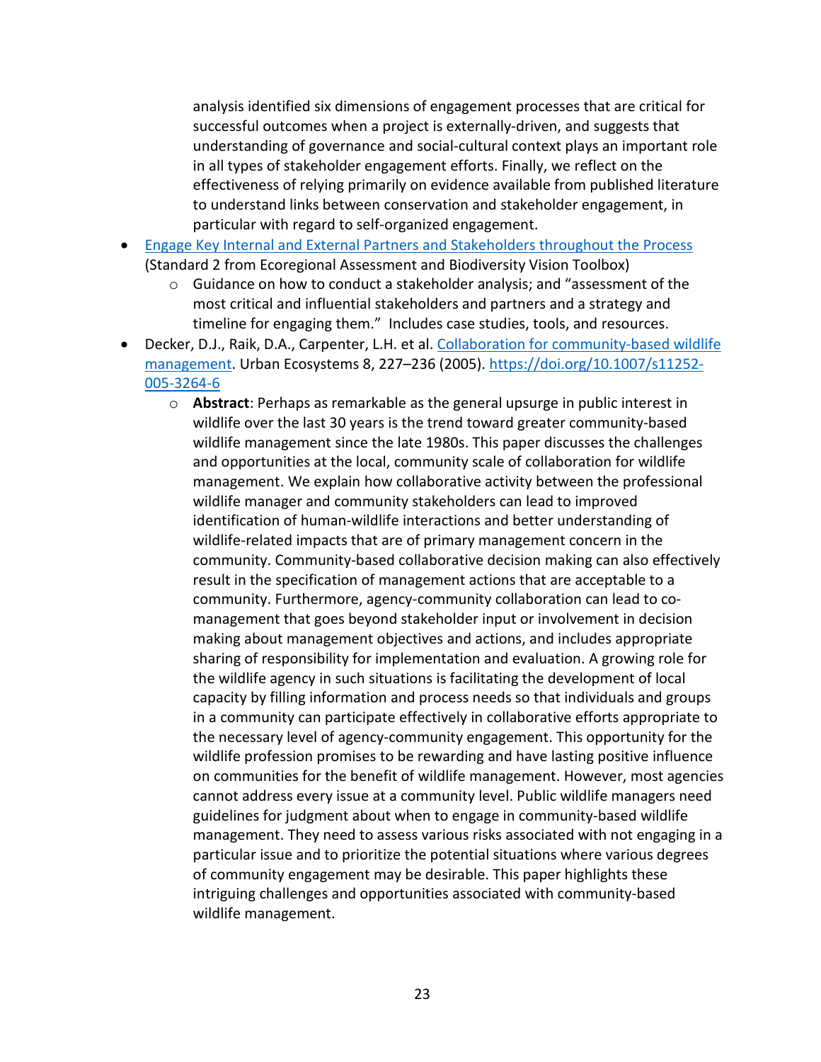analysis identified six dimensions of engagement processes that are critical for successful outcomes when a project is externally-driven, and suggests that understanding of governance and social-cultural context plays an important role in all types of stakeholder engagement efforts. Finally, we reflect on the effectiveness of relying primarily on evidence available from published literature to understand links between conservation and stakeholder engagement, in particular with regard to self-organized engagement.

- Engage Key Internal and External Partners and Stakeholders throughout the Process (Standard 2 from Ecoregional Assessment and Biodiversity Vision Toolbox)
    - Guidance on how to conduct a stakeholder analysis; and "assessment of the most critical and influential stakeholders and partners and a strategy and timeline for engaging them." Includes case studies, tools, and resources.
- Decker, D.J., Raik, D.A., Carpenter, L.H. et al. Collaboration for community-based wildlife management. Urban Ecosystems 8, 227–236 (2005). https://doi.org/10.1007/s11252-005-3264-6
    - **Abstract**: Perhaps as remarkable as the general upsurge in public interest in wildlife over the last 30 years is the trend toward greater community-based wildlife management since the late 1980s. This paper discusses the challenges and opportunities at the local, community scale of collaboration for wildlife management. We explain how collaborative activity between the professional wildlife manager and community stakeholders can lead to improved identification of human-wildlife interactions and better understanding of wildlife-related impacts that are of primary management concern in the community. Community-based collaborative decision making can also effectively result in the specification of management actions that are acceptable to a community. Furthermore, agency-community collaboration can lead to co-management that goes beyond stakeholder input or involvement in decision making about management objectives and actions, and includes appropriate sharing of responsibility for implementation and evaluation. A growing role for the wildlife agency in such situations is facilitating the development of local capacity by filling information and process needs so that individuals and groups in a community can participate effectively in collaborative efforts appropriate to the necessary level of agency-community engagement. This opportunity for the wildlife profession promises to be rewarding and have lasting positive influence on communities for the benefit of wildlife management. However, most agencies cannot address every issue at a community level. Public wildlife managers need guidelines for judgment about when to engage in community-based wildlife management. They need to assess various risks associated with not engaging in a particular issue and to prioritize the potential situations where various degrees of community engagement may be desirable. This paper highlights these intriguing challenges and opportunities associated with community-based wildlife management.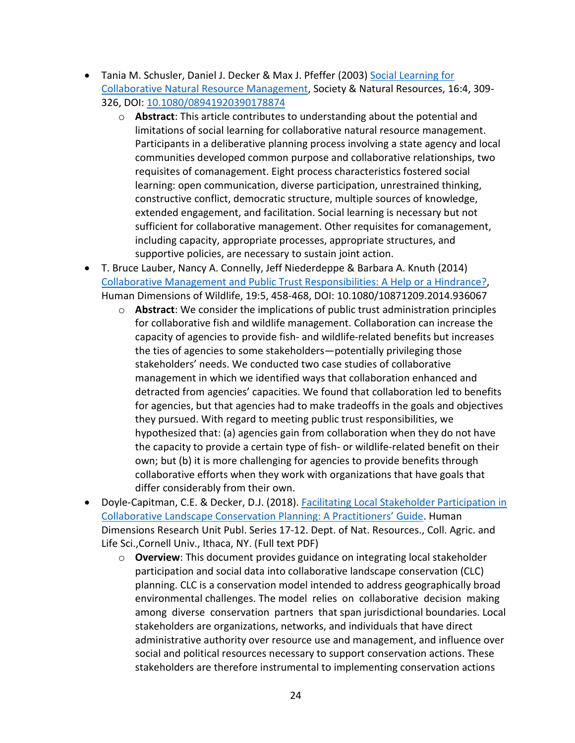- Tania M. Schusler, Daniel J. Decker & Max J. Pfeffer (2003) Social Learning for Collaborative Natural Resource Management, Society & Natural Resources, 16:4, 309-326, DOI: 10.1080/08941920390178874
    - **Abstract**: This article contributes to understanding about the potential and limitations of social learning for collaborative natural resource management. Participants in a deliberative planning process involving a state agency and local communities developed common purpose and collaborative relationships, two requisites of comanagement. Eight process characteristics fostered social learning: open communication, diverse participation, unrestrained thinking, constructive conflict, democratic structure, multiple sources of knowledge, extended engagement, and facilitation. Social learning is necessary but not sufficient for collaborative management. Other requisites for comanagement, including capacity, appropriate processes, appropriate structures, and supportive policies, are necessary to sustain joint action.
- T. Bruce Lauber, Nancy A. Connelly, Jeff Niederdeppe & Barbara A. Knuth (2014) Collaborative Management and Public Trust Responsibilities: A Help or a Hindrance?, Human Dimensions of Wildlife, 19:5, 458-468, DOI: 10.1080/10871209.2014.936067
    - **Abstract**: We consider the implications of public trust administration principles for collaborative fish and wildlife management. Collaboration can increase the capacity of agencies to provide fish- and wildlife-related benefits but increases the ties of agencies to some stakeholders—potentially privileging those stakeholders' needs. We conducted two case studies of collaborative management in which we identified ways that collaboration enhanced and detracted from agencies' capacities. We found that collaboration led to benefits for agencies, but that agencies had to make tradeoffs in the goals and objectives they pursued. With regard to meeting public trust responsibilities, we hypothesized that: (a) agencies gain from collaboration when they do not have the capacity to provide a certain type of fish- or wildlife-related benefit on their own; but (b) it is more challenging for agencies to provide benefits through collaborative efforts when they work with organizations that have goals that differ considerably from their own.
- Doyle-Capitman, C.E. & Decker, D.J. (2018). Facilitating Local Stakeholder Participation in Collaborative Landscape Conservation Planning: A Practitioners' Guide. Human Dimensions Research Unit Publ. Series 17-12. Dept. of Nat. Resources., Coll. Agric. and Life Sci.,Cornell Univ., Ithaca, NY. (Full text PDF)
    - **Overview**: This document provides guidance on integrating local stakeholder participation and social data into collaborative landscape conservation (CLC) planning. CLC is a conservation model intended to address geographically broad environmental challenges. The model relies on collaborative decision making among diverse conservation partners that span jurisdictional boundaries. Local stakeholders are organizations, networks, and individuals that have direct administrative authority over resource use and management, and influence over social and political resources necessary to support conservation actions. These stakeholders are therefore instrumental to implementing conservation actions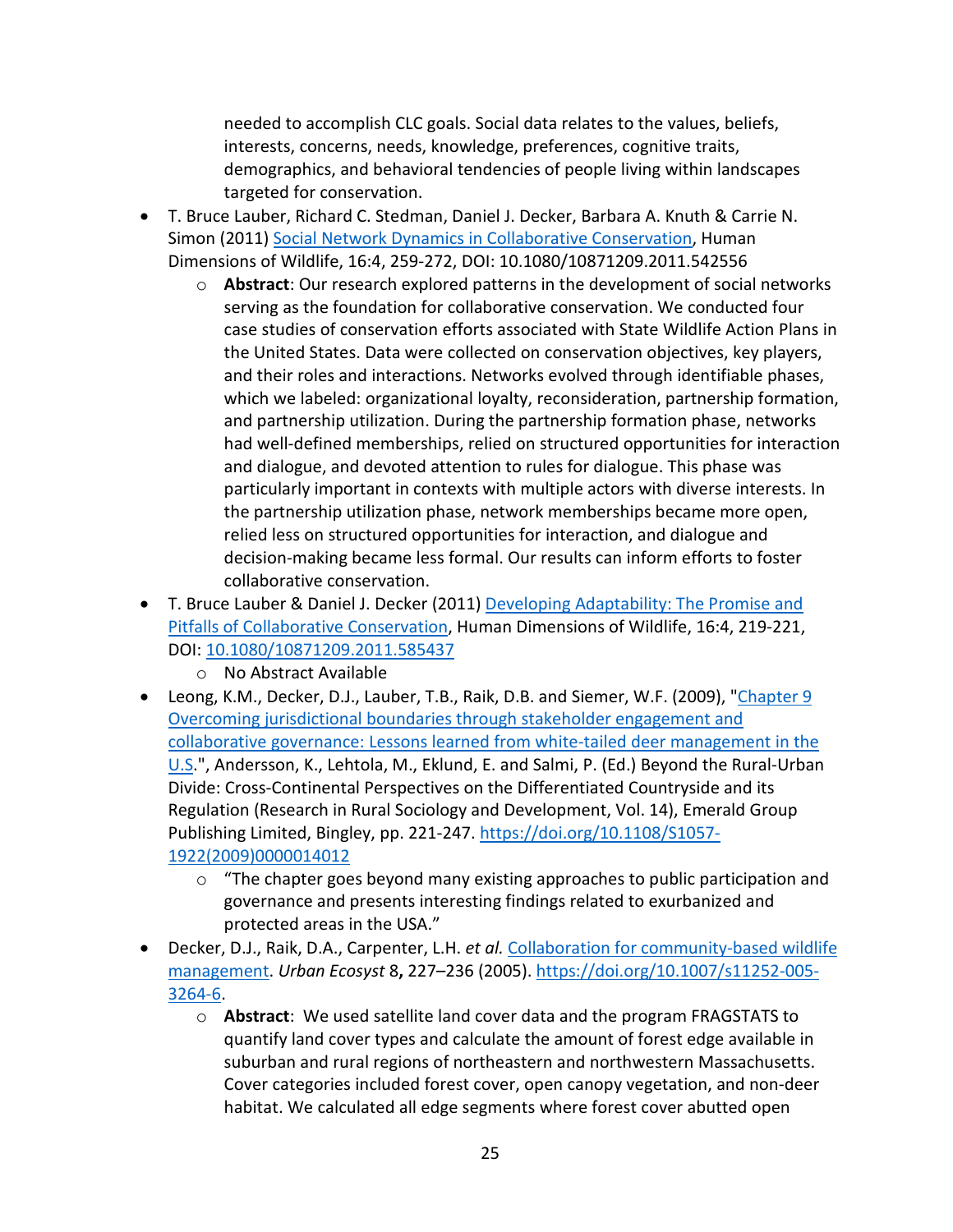needed to accomplish CLC goals. Social data relates to the values, beliefs, interests, concerns, needs, knowledge, preferences, cognitive traits, demographics, and behavioral tendencies of people living within landscapes targeted for conservation.

- T. Bruce Lauber, Richard C. Stedman, Daniel J. Decker, Barbara A. Knuth & Carrie N. Simon (2011) Social Network Dynamics in Collaborative Conservation, Human Dimensions of Wildlife, 16:4, 259-272, DOI: 10.1080/10871209.2011.542556
    - **Abstract**: Our research explored patterns in the development of social networks serving as the foundation for collaborative conservation. We conducted four case studies of conservation efforts associated with State Wildlife Action Plans in the United States. Data were collected on conservation objectives, key players, and their roles and interactions. Networks evolved through identifiable phases, which we labeled: organizational loyalty, reconsideration, partnership formation, and partnership utilization. During the partnership formation phase, networks had well-defined memberships, relied on structured opportunities for interaction and dialogue, and devoted attention to rules for dialogue. This phase was particularly important in contexts with multiple actors with diverse interests. In the partnership utilization phase, network memberships became more open, relied less on structured opportunities for interaction, and dialogue and decision-making became less formal. Our results can inform efforts to foster collaborative conservation.
- T. Bruce Lauber & Daniel J. Decker (2011) Developing Adaptability: The Promise and Pitfalls of Collaborative Conservation, Human Dimensions of Wildlife, 16:4, 219-221, DOI: 10.1080/10871209.2011.585437
    - No Abstract Available
- Leong, K.M., Decker, D.J., Lauber, T.B., Raik, D.B. and Siemer, W.F. (2009), "Chapter 9 Overcoming jurisdictional boundaries through stakeholder engagement and collaborative governance: Lessons learned from white-tailed deer management in the U.S.", Andersson, K., Lehtola, M., Eklund, E. and Salmi, P. (Ed.) Beyond the Rural-Urban Divide: Cross-Continental Perspectives on the Differentiated Countryside and its Regulation (Research in Rural Sociology and Development, Vol. 14), Emerald Group Publishing Limited, Bingley, pp. 221-247. https://doi.org/10.1108/S1057-1922(2009)0000014012
    - "The chapter goes beyond many existing approaches to public participation and governance and presents interesting findings related to exurbanized and protected areas in the USA."
- Decker, D.J., Raik, D.A., Carpenter, L.H. *et al.* Collaboration for community-based wildlife management. *Urban Ecosyst* 8**,** 227–236 (2005). https://doi.org/10.1007/s11252-005-3264-6.
    - **Abstract**: We used satellite land cover data and the program FRAGSTATS to quantify land cover types and calculate the amount of forest edge available in suburban and rural regions of northeastern and northwestern Massachusetts. Cover categories included forest cover, open canopy vegetation, and non-deer habitat. We calculated all edge segments where forest cover abutted open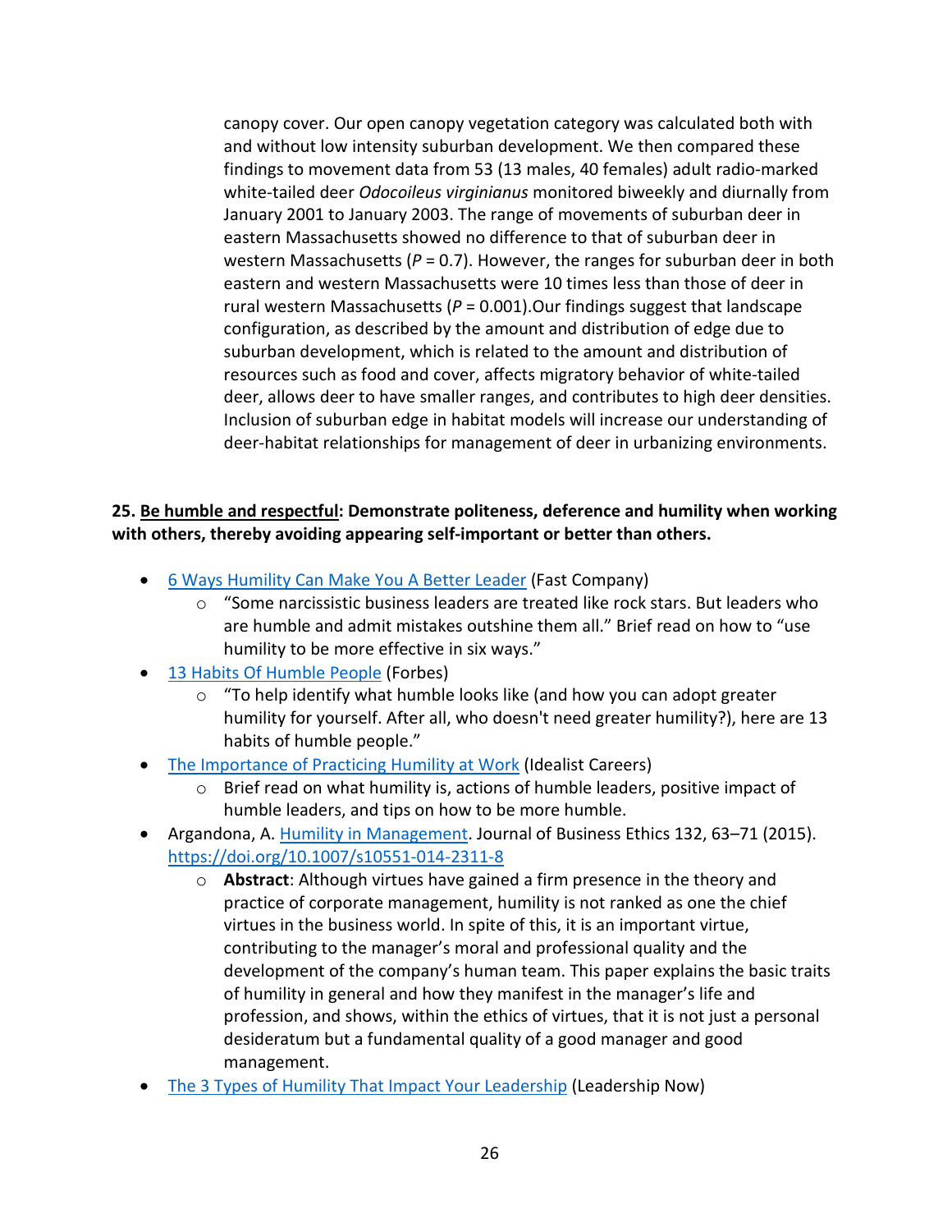canopy cover. Our open canopy vegetation category was calculated both with and without low intensity suburban development. We then compared these findings to movement data from 53 (13 males, 40 females) adult radio-marked white-tailed deer *Odocoileus virginianus* monitored biweekly and diurnally from January 2001 to January 2003. The range of movements of suburban deer in eastern Massachusetts showed no difference to that of suburban deer in western Massachusetts ($P = 0.7$). However, the ranges for suburban deer in both eastern and western Massachusetts were 10 times less than those of deer in rural western Massachusetts ($P = 0.001$).Our findings suggest that landscape configuration, as described by the amount and distribution of edge due to suburban development, which is related to the amount and distribution of resources such as food and cover, affects migratory behavior of white-tailed deer, allows deer to have smaller ranges, and contributes to high deer densities. Inclusion of suburban edge in habitat models will increase our understanding of deer-habitat relationships for management of deer in urbanizing environments.

**25. <u>Be humble and respectful</u>: Demonstrate politeness, deference and humility when working with others, thereby avoiding appearing self-important or better than others.**

- 6 Ways Humility Can Make You A Better Leader (Fast Company)
    - "Some narcissistic business leaders are treated like rock stars. But leaders who are humble and admit mistakes outshine them all." Brief read on how to "use humility to be more effective in six ways."
- 13 Habits Of Humble People (Forbes)
    - "To help identify what humble looks like (and how you can adopt greater humility for yourself. After all, who doesn't need greater humility?), here are 13 habits of humble people."
- The Importance of Practicing Humility at Work (Idealist Careers)
    - Brief read on what humility is, actions of humble leaders, positive impact of humble leaders, and tips on how to be more humble.
- Argandona, A. Humility in Management. Journal of Business Ethics 132, 63–71 (2015). https://doi.org/10.1007/s10551-014-2311-8
    - **Abstract**: Although virtues have gained a firm presence in the theory and practice of corporate management, humility is not ranked as one the chief virtues in the business world. In spite of this, it is an important virtue, contributing to the manager's moral and professional quality and the development of the company's human team. This paper explains the basic traits of humility in general and how they manifest in the manager's life and profession, and shows, within the ethics of virtues, that it is not just a personal desideratum but a fundamental quality of a good manager and good management.
- The 3 Types of Humility That Impact Your Leadership (Leadership Now)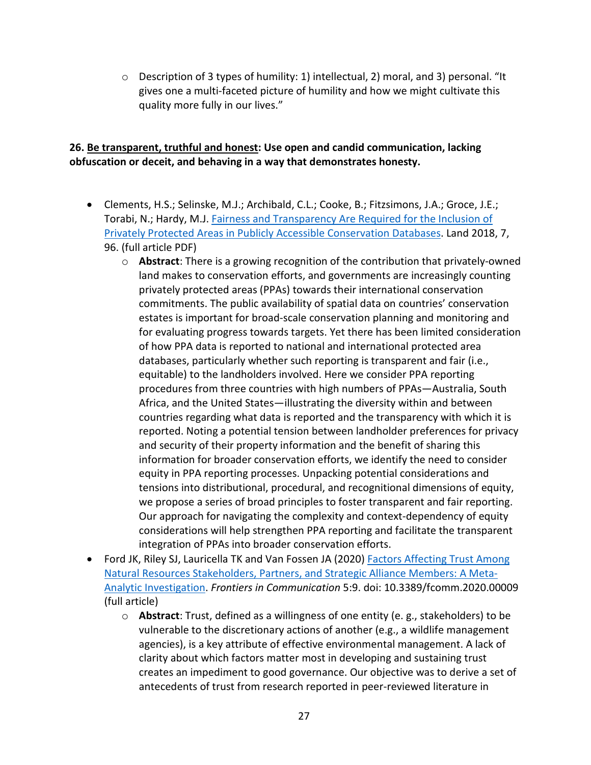- Description of 3 types of humility: 1) intellectual, 2) moral, and 3) personal. "It gives one a multi-faceted picture of humility and how we might cultivate this quality more fully in our lives."

**26. Be transparent, truthful and honest: Use open and candid communication, lacking obfuscation or deceit, and behaving in a way that demonstrates honesty.**

- Clements, H.S.; Selinske, M.J.; Archibald, C.L.; Cooke, B.; Fitzsimons, J.A.; Groce, J.E.; Torabi, N.; Hardy, M.J. Fairness and Transparency Are Required for the Inclusion of Privately Protected Areas in Publicly Accessible Conservation Databases. Land 2018, 7, 96. (full article PDF)
    - **Abstract**: There is a growing recognition of the contribution that privately-owned land makes to conservation efforts, and governments are increasingly counting privately protected areas (PPAs) towards their international conservation commitments. The public availability of spatial data on countries' conservation estates is important for broad-scale conservation planning and monitoring and for evaluating progress towards targets. Yet there has been limited consideration of how PPA data is reported to national and international protected area databases, particularly whether such reporting is transparent and fair (i.e., equitable) to the landholders involved. Here we consider PPA reporting procedures from three countries with high numbers of PPAs—Australia, South Africa, and the United States—illustrating the diversity within and between countries regarding what data is reported and the transparency with which it is reported. Noting a potential tension between landholder preferences for privacy and security of their property information and the benefit of sharing this information for broader conservation efforts, we identify the need to consider equity in PPA reporting processes. Unpacking potential considerations and tensions into distributional, procedural, and recognitional dimensions of equity, we propose a series of broad principles to foster transparent and fair reporting. Our approach for navigating the complexity and context-dependency of equity considerations will help strengthen PPA reporting and facilitate the transparent integration of PPAs into broader conservation efforts.
- Ford JK, Riley SJ, Lauricella TK and Van Fossen JA (2020) Factors Affecting Trust Among Natural Resources Stakeholders, Partners, and Strategic Alliance Members: A Meta-Analytic Investigation. *Frontiers in Communication* 5:9. doi: 10.3389/fcomm.2020.00009 (full article)
    - **Abstract**: Trust, defined as a willingness of one entity (e. g., stakeholders) to be vulnerable to the discretionary actions of another (e.g., a wildlife management agencies), is a key attribute of effective environmental management. A lack of clarity about which factors matter most in developing and sustaining trust creates an impediment to good governance. Our objective was to derive a set of antecedents of trust from research reported in peer-reviewed literature in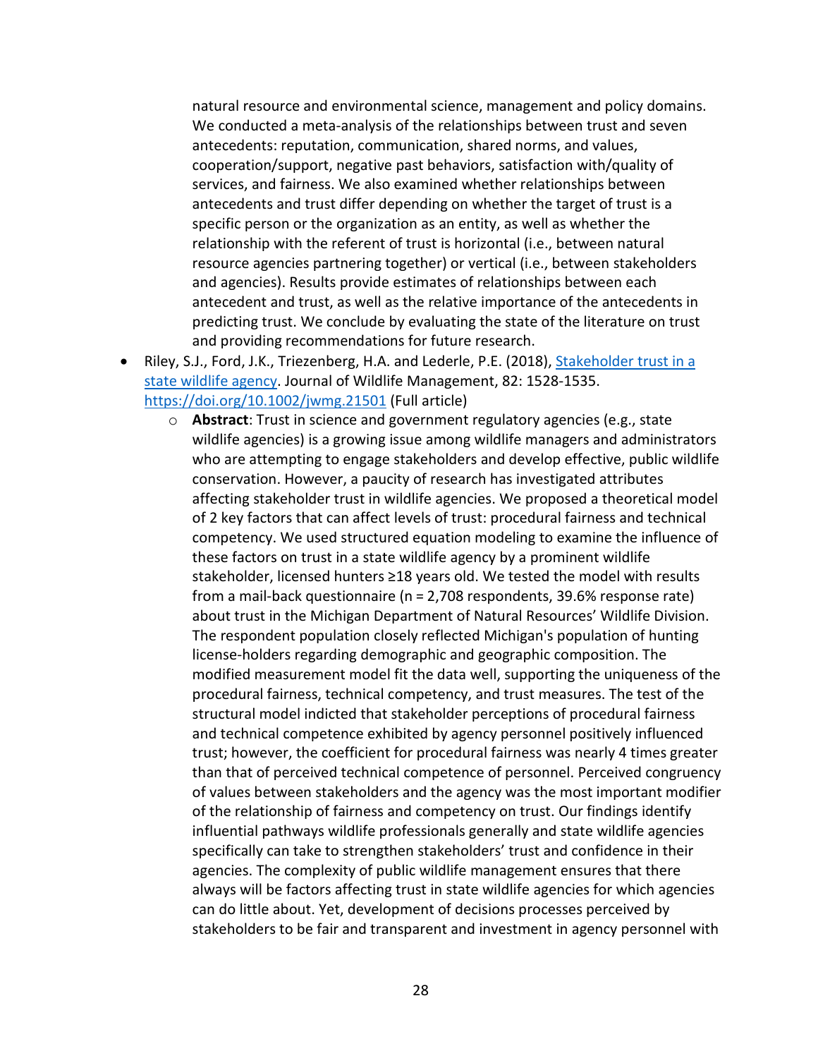natural resource and environmental science, management and policy domains. We conducted a meta-analysis of the relationships between trust and seven antecedents: reputation, communication, shared norms, and values, cooperation/support, negative past behaviors, satisfaction with/quality of services, and fairness. We also examined whether relationships between antecedents and trust differ depending on whether the target of trust is a specific person or the organization as an entity, as well as whether the relationship with the referent of trust is horizontal (i.e., between natural resource agencies partnering together) or vertical (i.e., between stakeholders and agencies). Results provide estimates of relationships between each antecedent and trust, as well as the relative importance of the antecedents in predicting trust. We conclude by evaluating the state of the literature on trust and providing recommendations for future research.

- Riley, S.J., Ford, J.K., Triezenberg, H.A. and Lederle, P.E. (2018), [Stakeholder trust in a state wildlife agency](https://doi.org/10.1002/jwmg.21501). Journal of Wildlife Management, 82: 1528-1535. https://doi.org/10.1002/jwmg.21501 (Full article)
  - **Abstract**: Trust in science and government regulatory agencies (e.g., state wildlife agencies) is a growing issue among wildlife managers and administrators who are attempting to engage stakeholders and develop effective, public wildlife conservation. However, a paucity of research has investigated attributes affecting stakeholder trust in wildlife agencies. We proposed a theoretical model of 2 key factors that can affect levels of trust: procedural fairness and technical competency. We used structured equation modeling to examine the influence of these factors on trust in a state wildlife agency by a prominent wildlife stakeholder, licensed hunters ≥18 years old. We tested the model with results from a mail-back questionnaire (n = 2,708 respondents, 39.6% response rate) about trust in the Michigan Department of Natural Resources' Wildlife Division. The respondent population closely reflected Michigan's population of hunting license-holders regarding demographic and geographic composition. The modified measurement model fit the data well, supporting the uniqueness of the procedural fairness, technical competency, and trust measures. The test of the structural model indicted that stakeholder perceptions of procedural fairness and technical competence exhibited by agency personnel positively influenced trust; however, the coefficient for procedural fairness was nearly 4 times greater than that of perceived technical competence of personnel. Perceived congruency of values between stakeholders and the agency was the most important modifier of the relationship of fairness and competency on trust. Our findings identify influential pathways wildlife professionals generally and state wildlife agencies specifically can take to strengthen stakeholders' trust and confidence in their agencies. The complexity of public wildlife management ensures that there always will be factors affecting trust in state wildlife agencies for which agencies can do little about. Yet, development of decisions processes perceived by stakeholders to be fair and transparent and investment in agency personnel with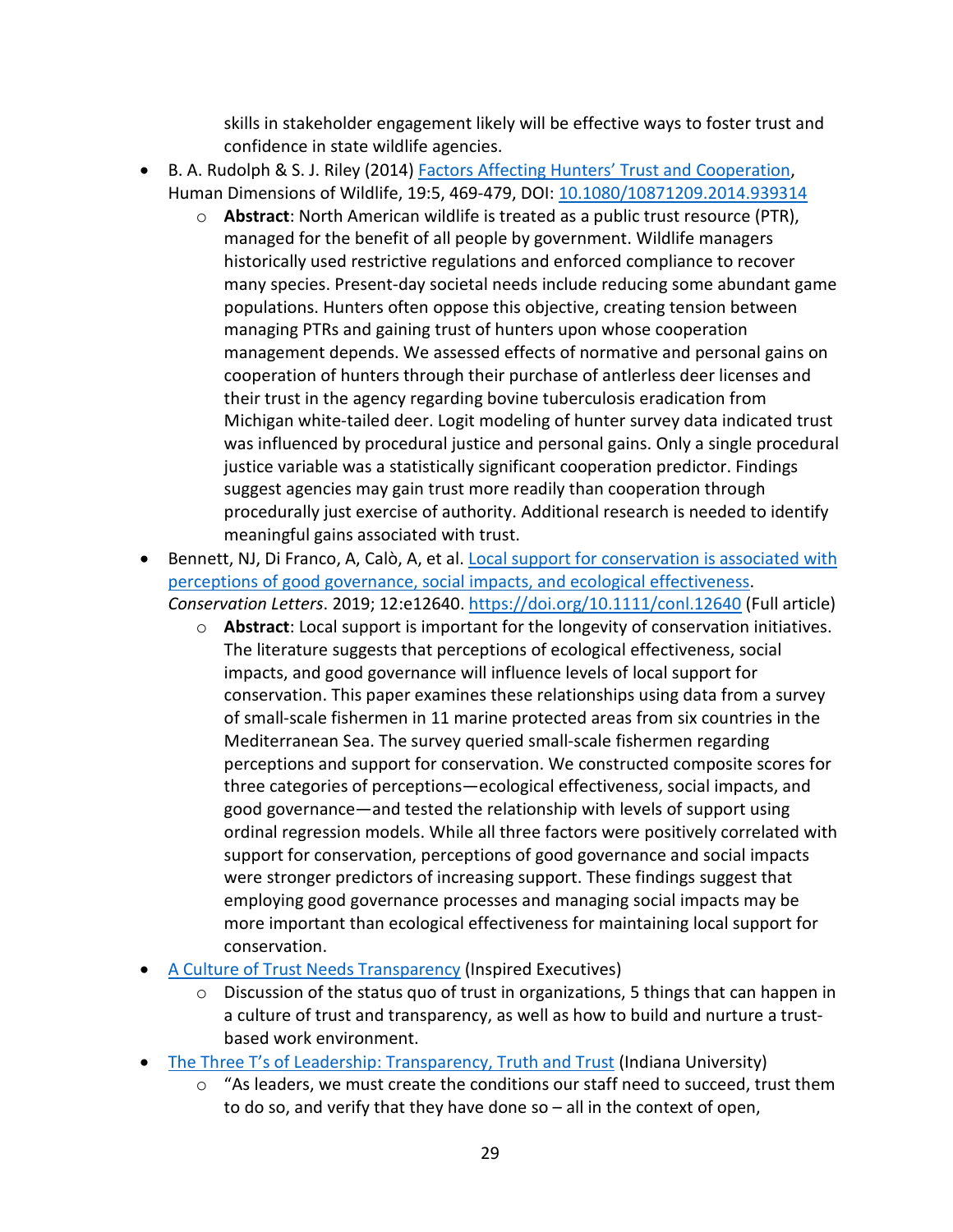skills in stakeholder engagement likely will be effective ways to foster trust and confidence in state wildlife agencies.

- B. A. Rudolph & S. J. Riley (2014) [Factors Affecting Hunters' Trust and Cooperation](), Human Dimensions of Wildlife, 19:5, 469-479, DOI: [10.1080/10871209.2014.939314]()
    - **Abstract**: North American wildlife is treated as a public trust resource (PTR), managed for the benefit of all people by government. Wildlife managers historically used restrictive regulations and enforced compliance to recover many species. Present-day societal needs include reducing some abundant game populations. Hunters often oppose this objective, creating tension between managing PTRs and gaining trust of hunters upon whose cooperation management depends. We assessed effects of normative and personal gains on cooperation of hunters through their purchase of antlerless deer licenses and their trust in the agency regarding bovine tuberculosis eradication from Michigan white-tailed deer. Logit modeling of hunter survey data indicated trust was influenced by procedural justice and personal gains. Only a single procedural justice variable was a statistically significant cooperation predictor. Findings suggest agencies may gain trust more readily than cooperation through procedurally just exercise of authority. Additional research is needed to identify meaningful gains associated with trust.
- Bennett, NJ, Di Franco, A, Calò, A, et al. [Local support for conservation is associated with perceptions of good governance, social impacts, and ecological effectiveness](). *Conservation Letters*. 2019; 12:e12640. [https://doi.org/10.1111/conl.12640]() (Full article)
    - **Abstract**: Local support is important for the longevity of conservation initiatives. The literature suggests that perceptions of ecological effectiveness, social impacts, and good governance will influence levels of local support for conservation. This paper examines these relationships using data from a survey of small-scale fishermen in 11 marine protected areas from six countries in the Mediterranean Sea. The survey queried small-scale fishermen regarding perceptions and support for conservation. We constructed composite scores for three categories of perceptions—ecological effectiveness, social impacts, and good governance—and tested the relationship with levels of support using ordinal regression models. While all three factors were positively correlated with support for conservation, perceptions of good governance and social impacts were stronger predictors of increasing support. These findings suggest that employing good governance processes and managing social impacts may be more important than ecological effectiveness for maintaining local support for conservation.
- [A Culture of Trust Needs Transparency]() (Inspired Executives)
    - Discussion of the status quo of trust in organizations, 5 things that can happen in a culture of trust and transparency, as well as how to build and nurture a trust-based work environment.
- [The Three T's of Leadership: Transparency, Truth and Trust]() (Indiana University)
    - "As leaders, we must create the conditions our staff need to succeed, trust them to do so, and verify that they have done so – all in the context of open,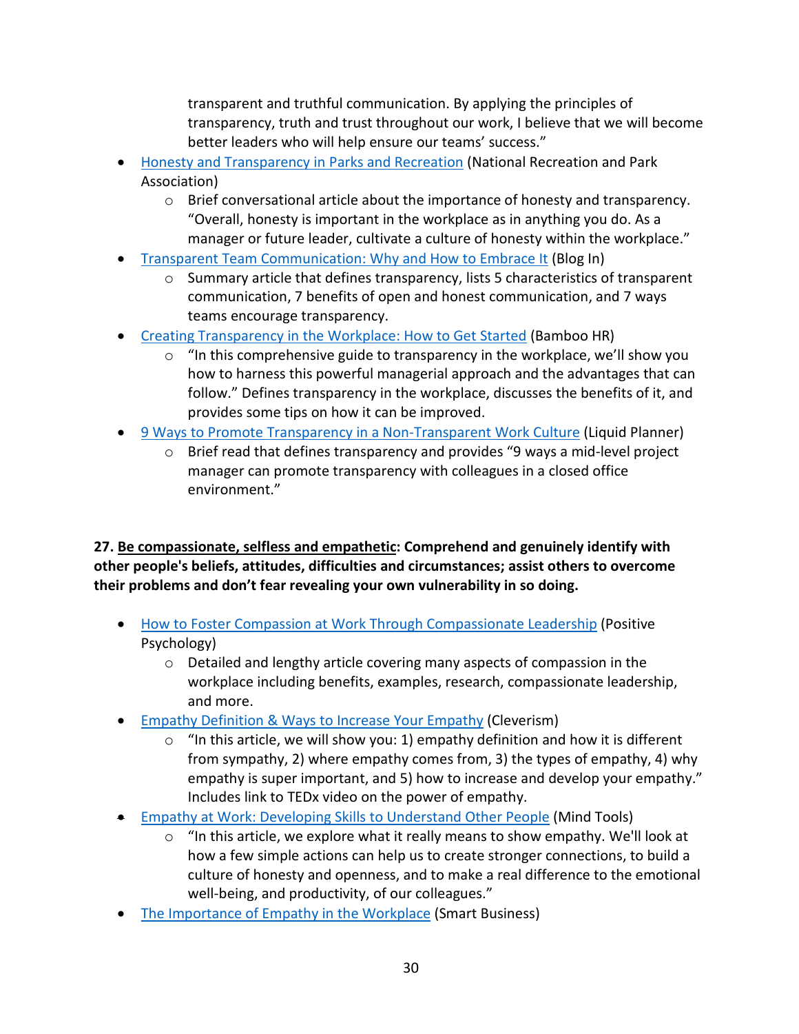transparent and truthful communication. By applying the principles of transparency, truth and trust throughout our work, I believe that we will become better leaders who will help ensure our teams' success."

- Honesty and Transparency in Parks and Recreation (National Recreation and Park Association)
  - Brief conversational article about the importance of honesty and transparency. "Overall, honesty is important in the workplace as in anything you do. As a manager or future leader, cultivate a culture of honesty within the workplace."
- Transparent Team Communication: Why and How to Embrace It (Blog In)
  - Summary article that defines transparency, lists 5 characteristics of transparent communication, 7 benefits of open and honest communication, and 7 ways teams encourage transparency.
- Creating Transparency in the Workplace: How to Get Started (Bamboo HR)
  - "In this comprehensive guide to transparency in the workplace, we'll show you how to harness this powerful managerial approach and the advantages that can follow." Defines transparency in the workplace, discusses the benefits of it, and provides some tips on how it can be improved.
- 9 Ways to Promote Transparency in a Non-Transparent Work Culture (Liquid Planner)
  - Brief read that defines transparency and provides "9 ways a mid-level project manager can promote transparency with colleagues in a closed office environment."

**27. Be compassionate, selfless and empathetic: Comprehend and genuinely identify with other people's beliefs, attitudes, difficulties and circumstances; assist others to overcome their problems and don't fear revealing your own vulnerability in so doing.**

- How to Foster Compassion at Work Through Compassionate Leadership (Positive Psychology)
  - Detailed and lengthy article covering many aspects of compassion in the workplace including benefits, examples, research, compassionate leadership, and more.
- Empathy Definition & Ways to Increase Your Empathy (Cleverism)
  - "In this article, we will show you: 1) empathy definition and how it is different from sympathy, 2) where empathy comes from, 3) the types of empathy, 4) why empathy is super important, and 5) how to increase and develop your empathy." Includes link to TEDx video on the power of empathy.
- Empathy at Work: Developing Skills to Understand Other People (Mind Tools)
  - "In this article, we explore what it really means to show empathy. We'll look at how a few simple actions can help us to create stronger connections, to build a culture of honesty and openness, and to make a real difference to the emotional well-being, and productivity, of our colleagues."
- The Importance of Empathy in the Workplace (Smart Business)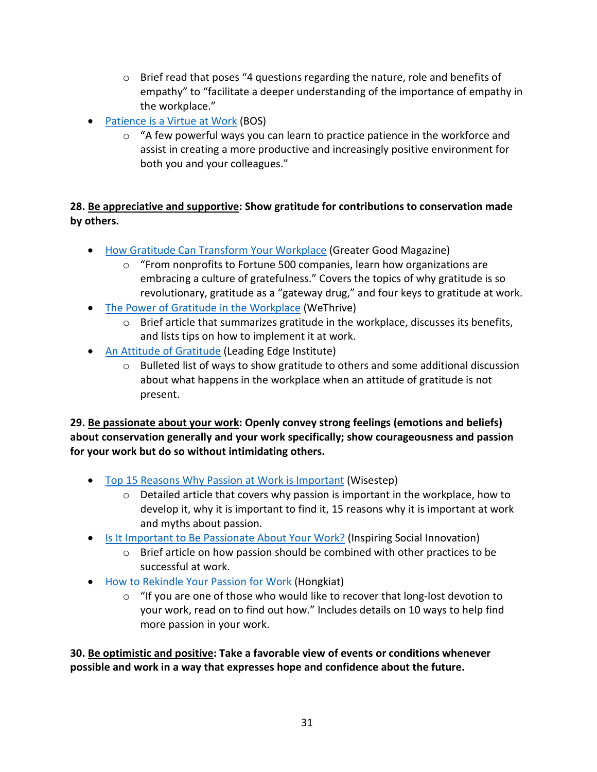- Brief read that poses “4 questions regarding the nature, role and benefits of empathy” to “facilitate a deeper understanding of the importance of empathy in the workplace.”
- Patience is a Virtue at Work (BOS)
    - “A few powerful ways you can learn to practice patience in the workforce and assist in creating a more productive and increasingly positive environment for both you and your colleagues.”

**28. <u>Be appreciative and supportive</u>: Show gratitude for contributions to conservation made by others.**

- How Gratitude Can Transform Your Workplace (Greater Good Magazine)
    - “From nonprofits to Fortune 500 companies, learn how organizations are embracing a culture of gratefulness.” Covers the topics of why gratitude is so revolutionary, gratitude as a “gateway drug,” and four keys to gratitude at work.
- The Power of Gratitude in the Workplace (WeThrive)
    - Brief article that summarizes gratitude in the workplace, discusses its benefits, and lists tips on how to implement it at work.
- An Attitude of Gratitude (Leading Edge Institute)
    - Bulleted list of ways to show gratitude to others and some additional discussion about what happens in the workplace when an attitude of gratitude is not present.

**29. <u>Be passionate about your work</u>: Openly convey strong feelings (emotions and beliefs) about conservation generally and your work specifically; show courageousness and passion for your work but do so without intimidating others.**

- Top 15 Reasons Why Passion at Work is Important (Wisestep)
    - Detailed article that covers why passion is important in the workplace, how to develop it, why it is important to find it, 15 reasons why it is important at work and myths about passion.
- Is It Important to Be Passionate About Your Work? (Inspiring Social Innovation)
    - Brief article on how passion should be combined with other practices to be successful at work.
- How to Rekindle Your Passion for Work (Hongkiat)
    - “If you are one of those who would like to recover that long-lost devotion to your work, read on to find out how.” Includes details on 10 ways to help find more passion in your work.

**30. <u>Be optimistic and positive</u>: Take a favorable view of events or conditions whenever possible and work in a way that expresses hope and confidence about the future.**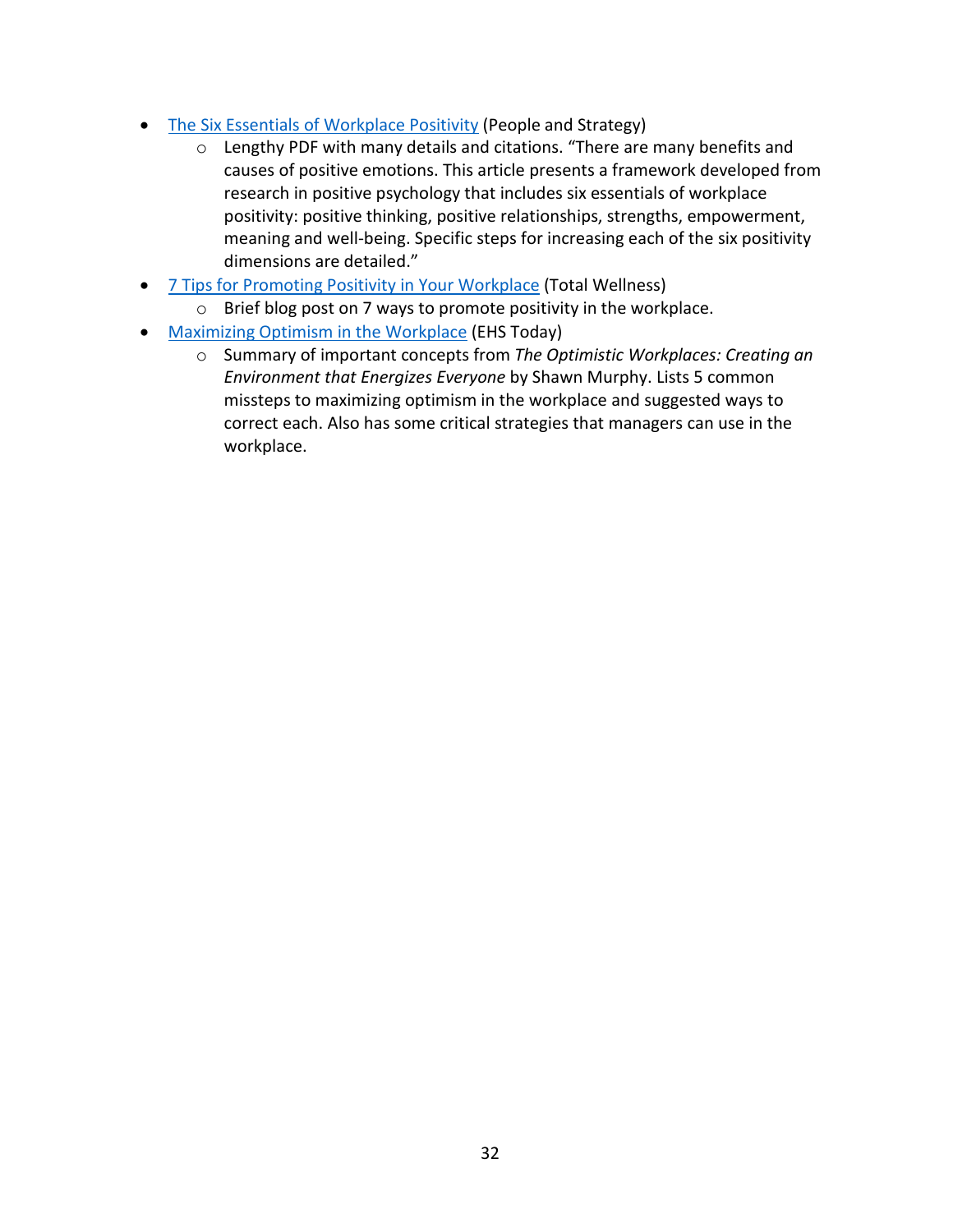- The Six Essentials of Workplace Positivity (People and Strategy)
    - Lengthy PDF with many details and citations. "There are many benefits and causes of positive emotions. This article presents a framework developed from research in positive psychology that includes six essentials of workplace positivity: positive thinking, positive relationships, strengths, empowerment, meaning and well-being. Specific steps for increasing each of the six positivity dimensions are detailed."
- 7 Tips for Promoting Positivity in Your Workplace (Total Wellness)
    - Brief blog post on 7 ways to promote positivity in the workplace.
- Maximizing Optimism in the Workplace (EHS Today)
    - Summary of important concepts from *The Optimistic Workplaces: Creating an Environment that Energizes Everyone* by Shawn Murphy. Lists 5 common missteps to maximizing optimism in the workplace and suggested ways to correct each. Also has some critical strategies that managers can use in the workplace.